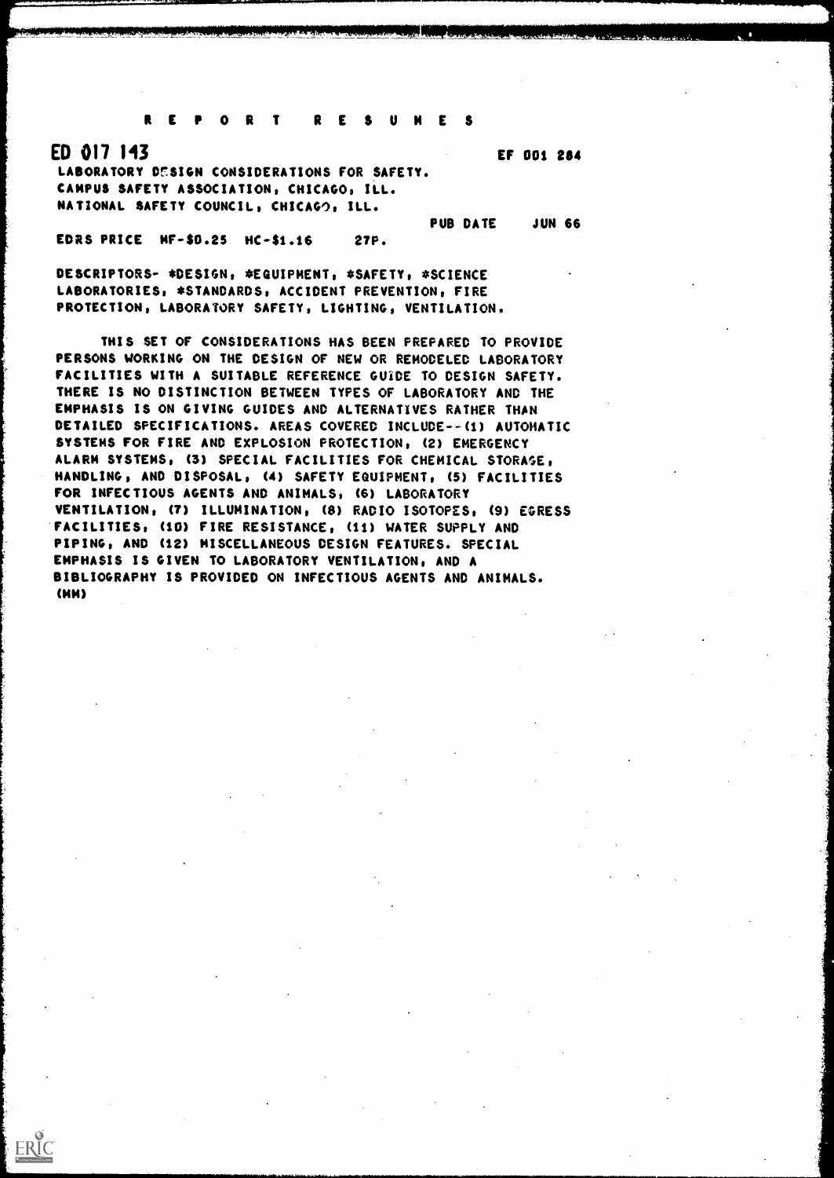# REPORT RESUMES

**ED 017 143** EF 001 284

LABORATORY DESIGN CONSIDERATIONS FOR SAFETY.
CAMPUS SAFETY ASSOCIATION, CHICAGO, ILL.
NATIONAL SAFETY COUNCIL, CHICAGO, ILL.

PUB DATE JUN 66

EDRS PRICE MF-$0.25 HC-$1.16 27P.

DESCRIPTORS- *DESIGN, *EQUIPMENT, *SAFETY, *SCIENCE LABORATORIES, *STANDARDS, ACCIDENT PREVENTION, FIRE PROTECTION, LABORATORY SAFETY, LIGHTING, VENTILATION.

THIS SET OF CONSIDERATIONS HAS BEEN PREPARED TO PROVIDE PERSONS WORKING ON THE DESIGN OF NEW OR REMODELED LABORATORY FACILITIES WITH A SUITABLE REFERENCE GUIDE TO DESIGN SAFETY. THERE IS NO DISTINCTION BETWEEN TYPES OF LABORATORY AND THE EMPHASIS IS ON GIVING GUIDES AND ALTERNATIVES RATHER THAN DETAILED SPECIFICATIONS. AREAS COVERED INCLUDE--(1) AUTOMATIC SYSTEMS FOR FIRE AND EXPLOSION PROTECTION, (2) EMERGENCY ALARM SYSTEMS, (3) SPECIAL FACILITIES FOR CHEMICAL STORAGE, HANDLING, AND DISPOSAL, (4) SAFETY EQUIPMENT, (5) FACILITIES FOR INFECTIOUS AGENTS AND ANIMALS, (6) LABORATORY VENTILATION, (7) ILLUMINATION, (8) RADIO ISOTOPES, (9) EGRESS FACILITIES, (10) FIRE RESISTANCE, (11) WATER SUPPLY AND PIPING, AND (12) MISCELLANEOUS DESIGN FEATURES. SPECIAL EMPHASIS IS GIVEN TO LABORATORY VENTILATION, AND A BIBLIOGRAPHY IS PROVIDED ON INFECTIOUS AGENTS AND ANIMALS. (MM)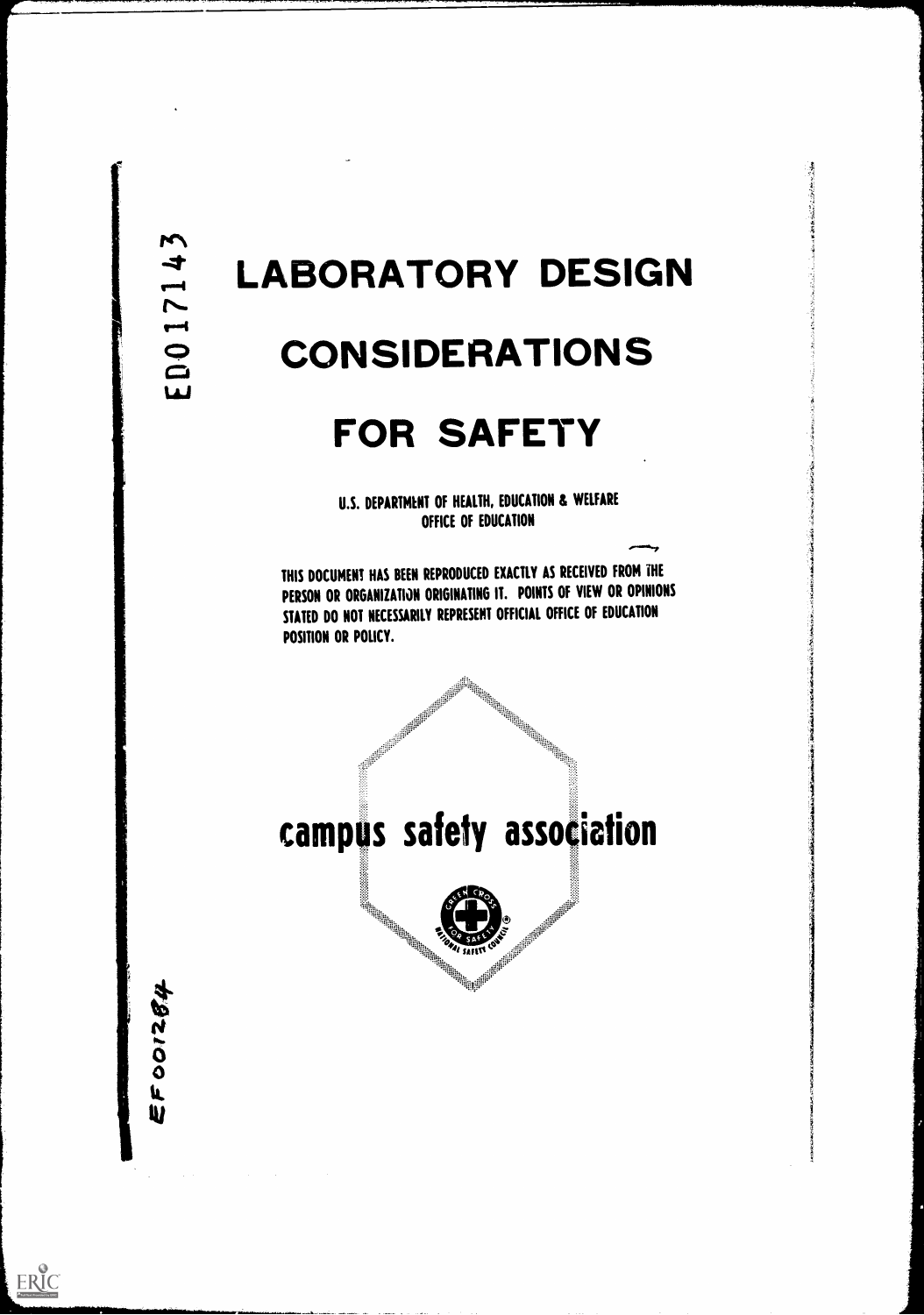ED017143

# LABORATORY DESIGN CONSIDERATIONS FOR SAFETY

U.S. DEPARTMENT OF HEALTH, EDUCATION & WELFARE
OFFICE OF EDUCATION

THIS DOCUMENT HAS BEEN REPRODUCED EXACTLY AS RECEIVED FROM THE PERSON OR ORGANIZATION ORIGINATING IT. POINTS OF VIEW OR OPINIONS STATED DO NOT NECESSARILY REPRESENT OFFICIAL OFFICE OF EDUCATION POSITION OR POLICY.

campus safety association

GREEN CROSS FOR SAFETY
NATIONAL SAFETY COUNCIL ®

EF001284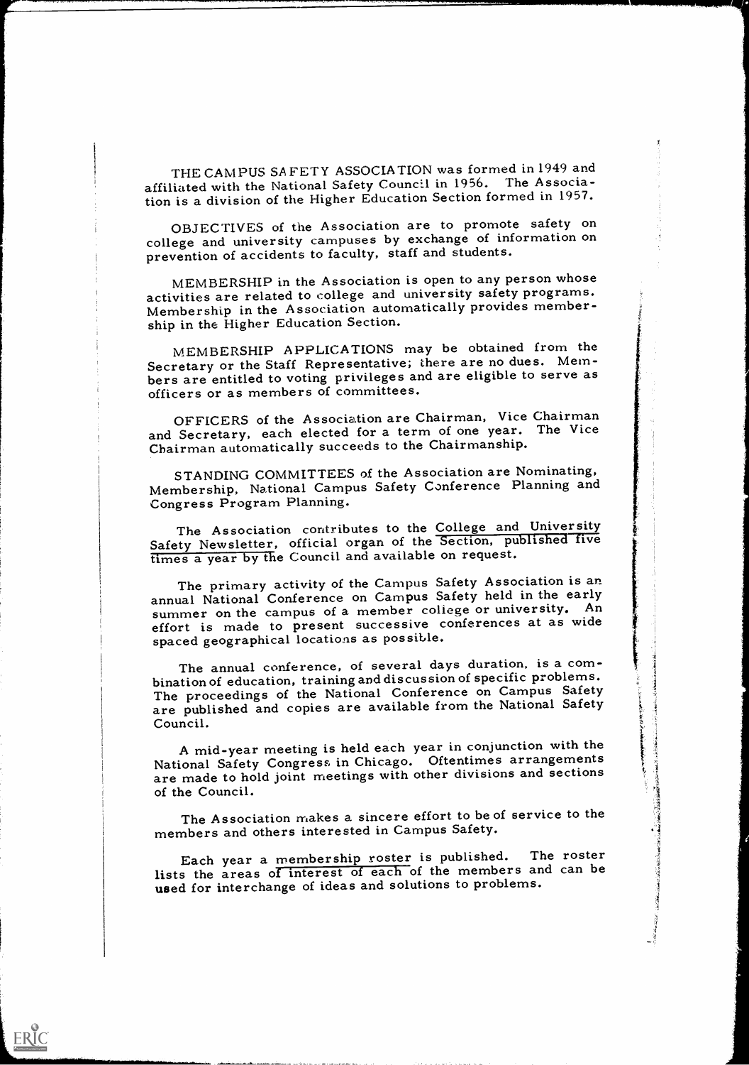THE CAMPUS SAFETY ASSOCIATION was formed in 1949 and affiliated with the National Safety Council in 1956. The Association is a division of the Higher Education Section formed in 1957.

OBJECTIVES of the Association are to promote safety on college and university campuses by exchange of information on prevention of accidents to faculty, staff and students.

MEMBERSHIP in the Association is open to any person whose activities are related to college and university safety programs. Membership in the Association automatically provides membership in the Higher Education Section.

MEMBERSHIP APPLICATIONS may be obtained from the Secretary or the Staff Representative; there are no dues. Members are entitled to voting privileges and are eligible to serve as officers or as members of committees.

OFFICERS of the Association are Chairman, Vice Chairman and Secretary, each elected for a term of one year. The Vice Chairman automatically succeeds to the Chairmanship.

STANDING COMMITTEES of the Association are Nominating, Membership, National Campus Safety Conference Planning and Congress Program Planning.

The Association contributes to the College and University Safety Newsletter, official organ of the Section, published five times a year by the Council and available on request.

The primary activity of the Campus Safety Association is an annual National Conference on Campus Safety held in the early summer on the campus of a member college or university. An effort is made to present successive conferences at as wide spaced geographical locations as possible.

The annual conference, of several days duration, is a combination of education, training and discussion of specific problems. The proceedings of the National Conference on Campus Safety are published and copies are available from the National Safety Council.

A mid-year meeting is held each year in conjunction with the National Safety Congress in Chicago. Oftentimes arrangements are made to hold joint meetings with other divisions and sections of the Council.

The Association makes a sincere effort to be of service to the members and others interested in Campus Safety.

Each year a membership roster is published. The roster lists the areas of interest of each of the members and can be used for interchange of ideas and solutions to problems.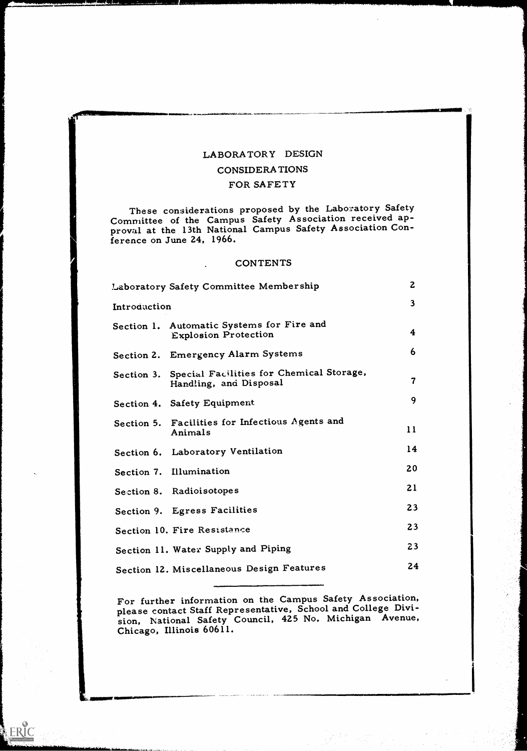# LABORATORY DESIGN CONSIDERATIONS FOR SAFETY

These considerations proposed by the Laboratory Safety Committee of the Campus Safety Association received approval at the 13th National Campus Safety Association Conference on June 24, 1966.

## CONTENTS

| | |
|---|---|
| Laboratory Safety Committee Membership | 2 |
| Introduction | 3 |
| Section 1. Automatic Systems for Fire and Explosion Protection | 4 |
| Section 2. Emergency Alarm Systems | 6 |
| Section 3. Special Facilities for Chemical Storage, Handling, and Disposal | 7 |
| Section 4. Safety Equipment | 9 |
| Section 5. Facilities for Infectious Agents and Animals | 11 |
| Section 6. Laboratory Ventilation | 14 |
| Section 7. Illumination | 20 |
| Section 8. Radioisotopes | 21 |
| Section 9. Egress Facilities | 23 |
| Section 10. Fire Resistance | 23 |
| Section 11. Water Supply and Piping | 23 |
| Section 12. Miscellaneous Design Features | 24 |

---

For further information on the Campus Safety Association, please contact Staff Representative, School and College Division, National Safety Council, 425 No. Michigan Avenue, Chicago, Illinois 60611.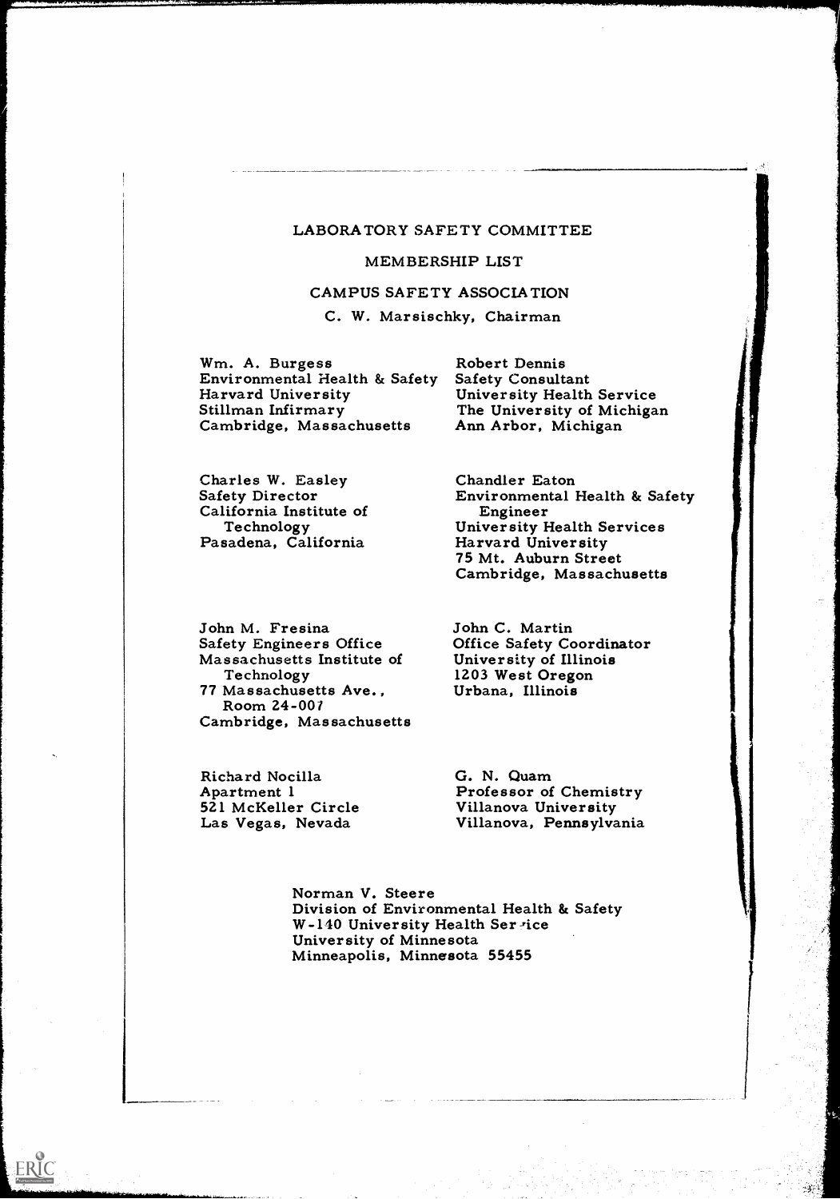# LABORATORY SAFETY COMMITTEE

## MEMBERSHIP LIST

## CAMPUS SAFETY ASSOCIATION

C. W. Marsischky, Chairman

Wm. A. Burgess
Environmental Health & Safety
Harvard University
Stillman Infirmary
Cambridge, Massachusetts

Robert Dennis
Safety Consultant
University Health Service
The University of Michigan
Ann Arbor, Michigan

Charles W. Easley
Safety Director
California Institute of Technology
Pasadena, California

Chandler Eaton
Environmental Health & Safety Engineer
University Health Services
Harvard University
75 Mt. Auburn Street
Cambridge, Massachusetts

John M. Fresina
Safety Engineers Office
Massachusetts Institute of Technology
77 Massachusetts Ave., Room 24-007
Cambridge, Massachusetts

John C. Martin
Office Safety Coordinator
University of Illinois
1203 West Oregon
Urbana, Illinois

Richard Nocilla
Apartment 1
521 McKeller Circle
Las Vegas, Nevada

G. N. Quam
Professor of Chemistry
Villanova University
Villanova, Pennsylvania

Norman V. Steere
Division of Environmental Health & Safety
W-140 University Health Service
University of Minnesota
Minneapolis, Minnesota 55455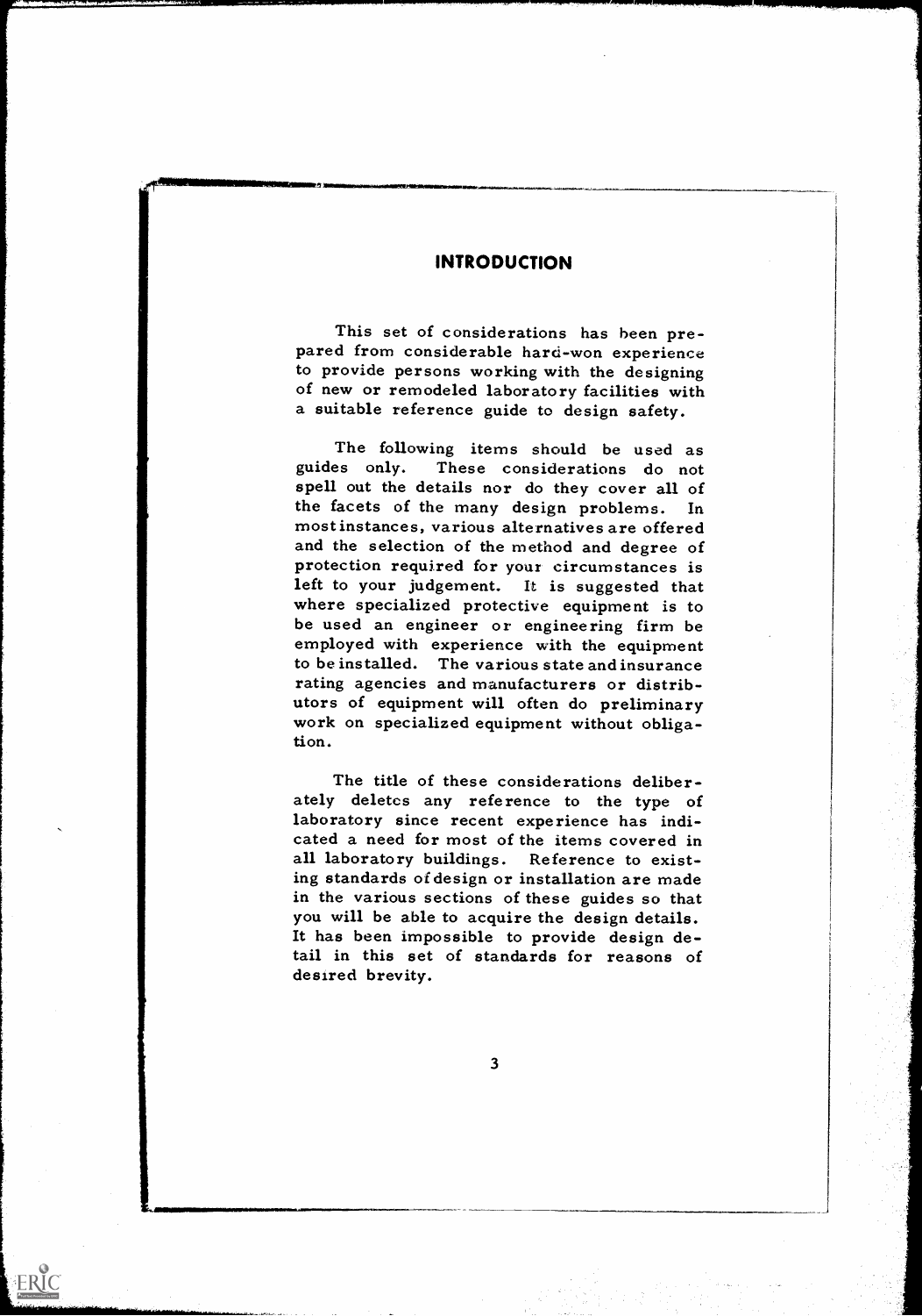## INTRODUCTION

This set of considerations has been prepared from considerable hard-won experience to provide persons working with the designing of new or remodeled laboratory facilities with a suitable reference guide to design safety.

The following items should be used as guides only. These considerations do not spell out the details nor do they cover all of the facets of the many design problems. In most instances, various alternatives are offered and the selection of the method and degree of protection required for your circumstances is left to your judgement. It is suggested that where specialized protective equipment is to be used an engineer or engineering firm be employed with experience with the equipment to be installed. The various state and insurance rating agencies and manufacturers or distributors of equipment will often do preliminary work on specialized equipment without obligation.

The title of these considerations deliberately deletes any reference to the type of laboratory since recent experience has indicated a need for most of the items covered in all laboratory buildings. Reference to existing standards of design or installation are made in the various sections of these guides so that you will be able to acquire the design details. It has been impossible to provide design detail in this set of standards for reasons of desired brevity.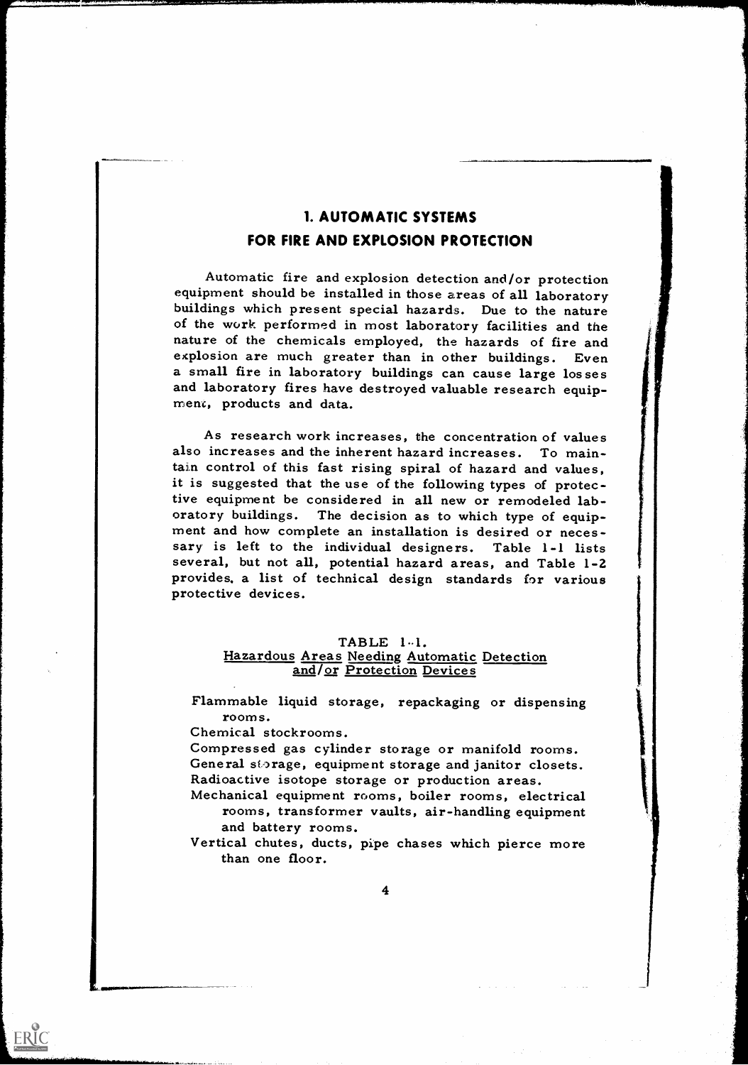# 1. AUTOMATIC SYSTEMS FOR FIRE AND EXPLOSION PROTECTION

Automatic fire and explosion detection and/or protection equipment should be installed in those areas of all laboratory buildings which present special hazards. Due to the nature of the work performed in most laboratory facilities and the nature of the chemicals employed, the hazards of fire and explosion are much greater than in other buildings. Even a small fire in laboratory buildings can cause large losses and laboratory fires have destroyed valuable research equipment, products and data.

As research work increases, the concentration of values also increases and the inherent hazard increases. To maintain control of this fast rising spiral of hazard and values, it is suggested that the use of the following types of protective equipment be considered in all new or remodeled laboratory buildings. The decision as to which type of equipment and how complete an installation is desired or necessary is left to the individual designers. Table 1-1 lists several, but not all, potential hazard areas, and Table 1-2 provides a list of technical design standards for various protective devices.

TABLE 1-1.
Hazardous Areas Needing Automatic Detection and/or Protection Devices

Flammable liquid storage, repackaging or dispensing rooms.
Chemical stockrooms.
Compressed gas cylinder storage or manifold rooms.
General storage, equipment storage and janitor closets.
Radioactive isotope storage or production areas.
Mechanical equipment rooms, boiler rooms, electrical rooms, transformer vaults, air-handling equipment and battery rooms.
Vertical chutes, ducts, pipe chases which pierce more than one floor.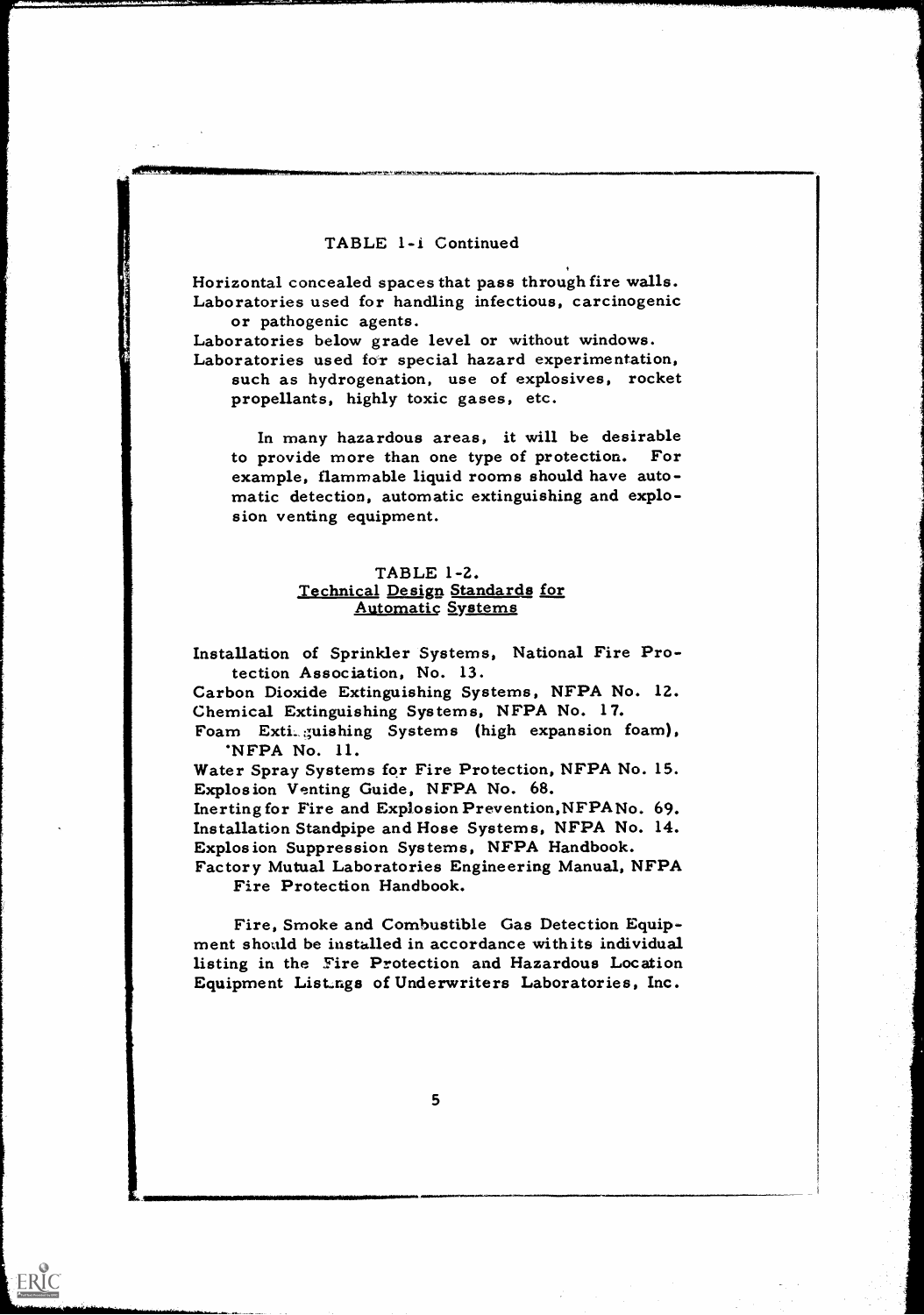TABLE 1-1 Continued

Horizontal concealed spaces that pass through fire walls.
Laboratories used for handling infectious, carcinogenic or pathogenic agents.
Laboratories below grade level or without windows.
Laboratories used for special hazard experimentation, such as hydrogenation, use of explosives, rocket propellants, highly toxic gases, etc.

In many hazardous areas, it will be desirable to provide more than one type of protection. For example, flammable liquid rooms should have automatic detection, automatic extinguishing and explosion venting equipment.

## TABLE 1-2. Technical Design Standards for Automatic Systems

Installation of Sprinkler Systems, National Fire Protection Association, No. 13.
Carbon Dioxide Extinguishing Systems, NFPA No. 12.
Chemical Extinguishing Systems, NFPA No. 17.
Foam Extinguishing Systems (high expansion foam), NFPA No. 11.
Water Spray Systems for Fire Protection, NFPA No. 15.
Explosion Venting Guide, NFPA No. 68.
Inerting for Fire and Explosion Prevention, NFPA No. 69.
Installation Standpipe and Hose Systems, NFPA No. 14.
Explosion Suppression Systems, NFPA Handbook.
Factory Mutual Laboratories Engineering Manual, NFPA Fire Protection Handbook.

Fire, Smoke and Combustible Gas Detection Equipment should be installed in accordance with its individual listing in the Fire Protection and Hazardous Location Equipment Listings of Underwriters Laboratories, Inc.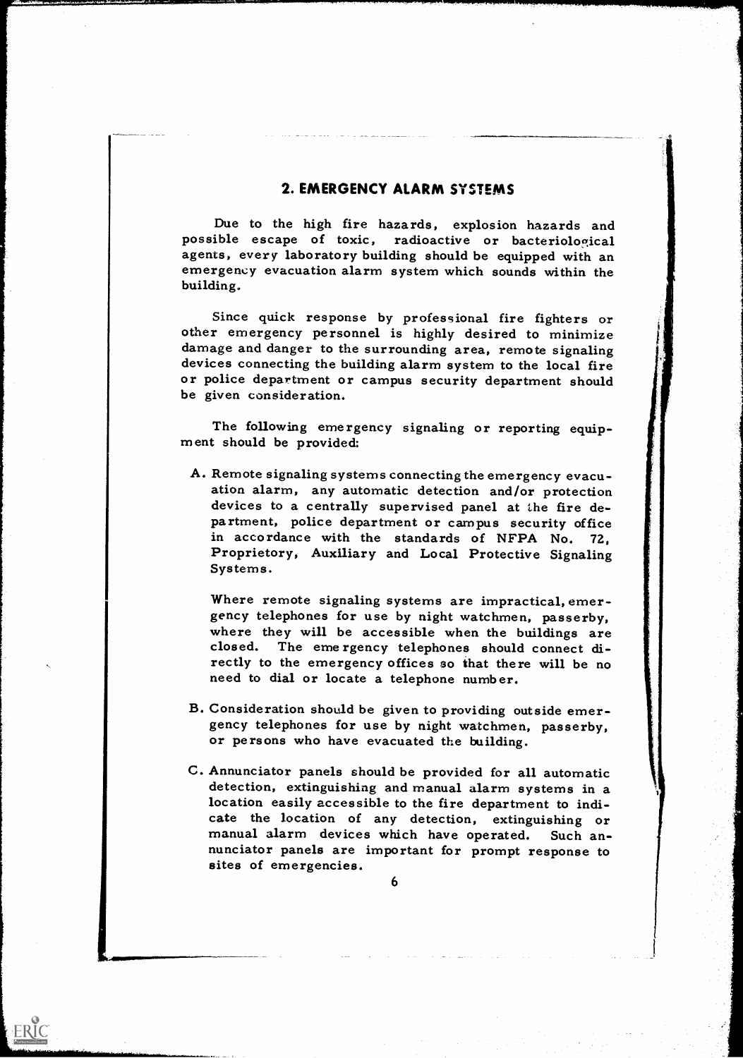## 2. EMERGENCY ALARM SYSTEMS

Due to the high fire hazards, explosion hazards and possible escape of toxic, radioactive or bacteriological agents, every laboratory building should be equipped with an emergency evacuation alarm system which sounds within the building.

Since quick response by professional fire fighters or other emergency personnel is highly desired to minimize damage and danger to the surrounding area, remote signaling devices connecting the building alarm system to the local fire or police department or campus security department should be given consideration.

The following emergency signaling or reporting equipment should be provided:

A. Remote signaling systems connecting the emergency evacuation alarm, any automatic detection and/or protection devices to a centrally supervised panel at the fire department, police department or campus security office in accordance with the standards of NFPA No. 72, Proprietory, Auxiliary and Local Protective Signaling Systems.

   Where remote signaling systems are impractical, emergency telephones for use by night watchmen, passerby, where they will be accessible when the buildings are closed. The emergency telephones should connect directly to the emergency offices so that there will be no need to dial or locate a telephone number.

B. Consideration should be given to providing outside emergency telephones for use by night watchmen, passerby, or persons who have evacuated the building.

C. Annunciator panels should be provided for all automatic detection, extinguishing and manual alarm systems in a location easily accessible to the fire department to indicate the location of any detection, extinguishing or manual alarm devices which have operated. Such annunciator panels are important for prompt response to sites of emergencies.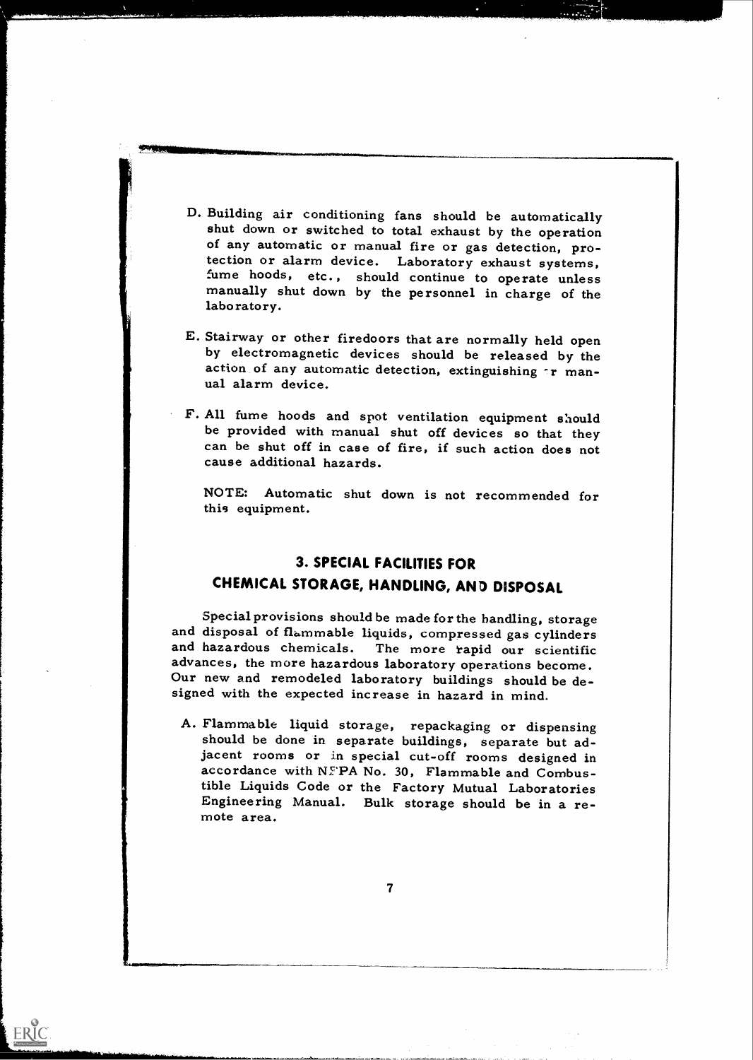D. Building air conditioning fans should be automatically shut down or switched to total exhaust by the operation of any automatic or manual fire or gas detection, protection or alarm device. Laboratory exhaust systems, fume hoods, etc., should continue to operate unless manually shut down by the personnel in charge of the laboratory.

E. Stairway or other firedoors that are normally held open by electromagnetic devices should be released by the action of any automatic detection, extinguishing or manual alarm device.

F. All fume hoods and spot ventilation equipment should be provided with manual shut off devices so that they can be shut off in case of fire, if such action does not cause additional hazards.

NOTE: Automatic shut down is not recommended for this equipment.

## 3. SPECIAL FACILITIES FOR CHEMICAL STORAGE, HANDLING, AND DISPOSAL

Special provisions should be made for the handling, storage and disposal of flammable liquids, compressed gas cylinders and hazardous chemicals. The more rapid our scientific advances, the more hazardous laboratory operations become. Our new and remodeled laboratory buildings should be designed with the expected increase in hazard in mind.

A. Flammable liquid storage, repackaging or dispensing should be done in separate buildings, separate but adjacent rooms or in special cut-off rooms designed in accordance with NFPA No. 30, Flammable and Combustible Liquids Code or the Factory Mutual Laboratories Engineering Manual. Bulk storage should be in a remote area.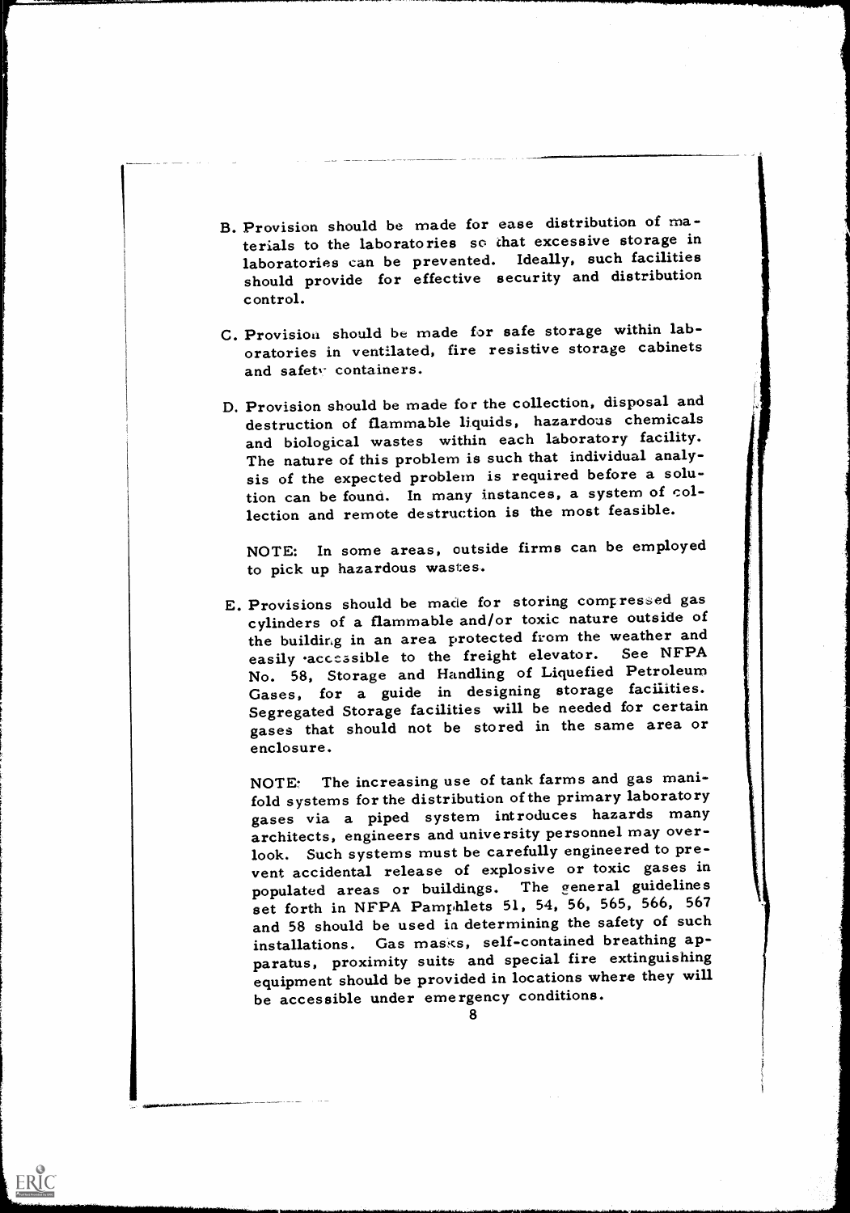B. Provision should be made for ease distribution of materials to the laboratories so that excessive storage in laboratories can be prevented. Ideally, such facilities should provide for effective security and distribution control.

C. Provision should be made for safe storage within laboratories in ventilated, fire resistive storage cabinets and safety containers.

D. Provision should be made for the collection, disposal and destruction of flammable liquids, hazardous chemicals and biological wastes within each laboratory facility. The nature of this problem is such that individual analysis of the expected problem is required before a solution can be found. In many instances, a system of collection and remote destruction is the most feasible.

NOTE: In some areas, outside firms can be employed to pick up hazardous wastes.

E. Provisions should be made for storing compressed gas cylinders of a flammable and/or toxic nature outside of the building in an area protected from the weather and easily accessible to the freight elevator. See NFPA No. 58, Storage and Handling of Liquefied Petroleum Gases, for a guide in designing storage facilities. Segregated Storage facilities will be needed for certain gases that should not be stored in the same area or enclosure.

NOTE: The increasing use of tank farms and gas manifold systems for the distribution of the primary laboratory gases via a piped system introduces hazards many architects, engineers and university personnel may overlook. Such systems must be carefully engineered to prevent accidental release of explosive or toxic gases in populated areas or buildings. The general guidelines set forth in NFPA Pamphlets 51, 54, 56, 565, 566, 567 and 58 should be used in determining the safety of such installations. Gas masks, self-contained breathing apparatus, proximity suits and special fire extinguishing equipment should be provided in locations where they will be accessible under emergency conditions.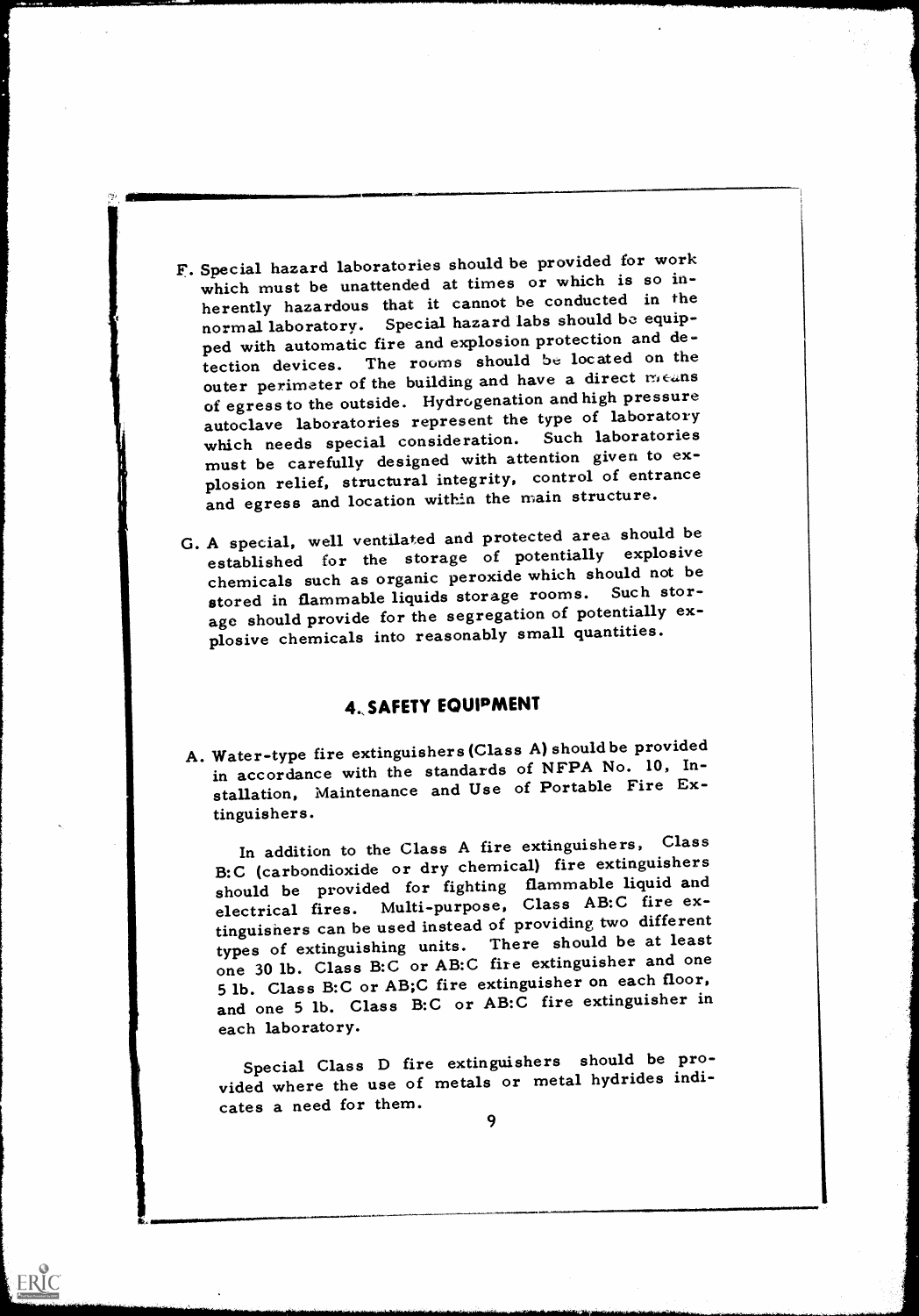F. Special hazard laboratories should be provided for work which must be unattended at times or which is so inherently hazardous that it cannot be conducted in the normal laboratory. Special hazard labs should be equipped with automatic fire and explosion protection and detection devices. The rooms should be located on the outer perimeter of the building and have a direct means of egress to the outside. Hydrogenation and high pressure autoclave laboratories represent the type of laboratory which needs special consideration. Such laboratories must be carefully designed with attention given to explosion relief, structural integrity, control of entrance and egress and location within the main structure.

G. A special, well ventilated and protected area should be established for the storage of potentially explosive chemicals such as organic peroxide which should not be stored in flammable liquids storage rooms. Such storage should provide for the segregation of potentially explosive chemicals into reasonably small quantities.

## 4. SAFETY EQUIPMENT

A. Water-type fire extinguishers (Class A) should be provided in accordance with the standards of NFPA No. 10, Installation, Maintenance and Use of Portable Fire Extinguishers.

In addition to the Class A fire extinguishers, Class B:C (carbondioxide or dry chemical) fire extinguishers should be provided for fighting flammable liquid and electrical fires. Multi-purpose, Class AB:C fire extinguishers can be used instead of providing two different types of extinguishing units. There should be at least one 30 lb. Class B:C or AB:C fire extinguisher and one 5 lb. Class B:C or AB;C fire extinguisher on each floor, and one 5 lb. Class B:C or AB:C fire extinguisher in each laboratory.

Special Class D fire extinguishers should be provided where the use of metals or metal hydrides indicates a need for them.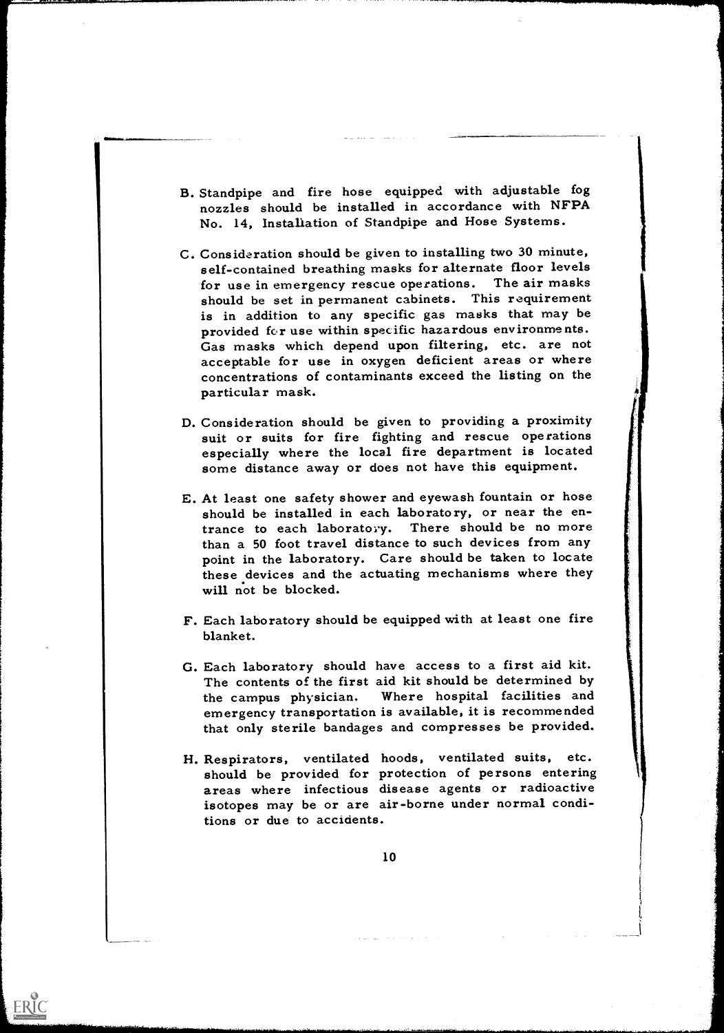B. Standpipe and fire hose equipped with adjustable fog nozzles should be installed in accordance with NFPA No. 14, Installation of Standpipe and Hose Systems.

C. Consideration should be given to installing two 30 minute, self-contained breathing masks for alternate floor levels for use in emergency rescue operations. The air masks should be set in permanent cabinets. This requirement is in addition to any specific gas masks that may be provided for use within specific hazardous environments. Gas masks which depend upon filtering, etc. are not acceptable for use in oxygen deficient areas or where concentrations of contaminants exceed the listing on the particular mask.

D. Consideration should be given to providing a proximity suit or suits for fire fighting and rescue operations especially where the local fire department is located some distance away or does not have this equipment.

E. At least one safety shower and eyewash fountain or hose should be installed in each laboratory, or near the entrance to each laboratory. There should be no more than a 50 foot travel distance to such devices from any point in the laboratory. Care should be taken to locate these devices and the actuating mechanisms where they will not be blocked.

F. Each laboratory should be equipped with at least one fire blanket.

G. Each laboratory should have access to a first aid kit. The contents of the first aid kit should be determined by the campus physician. Where hospital facilities and emergency transportation is available, it is recommended that only sterile bandages and compresses be provided.

H. Respirators, ventilated hoods, ventilated suits, etc. should be provided for protection of persons entering areas where infectious disease agents or radioactive isotopes may be or are air-borne under normal conditions or due to accidents.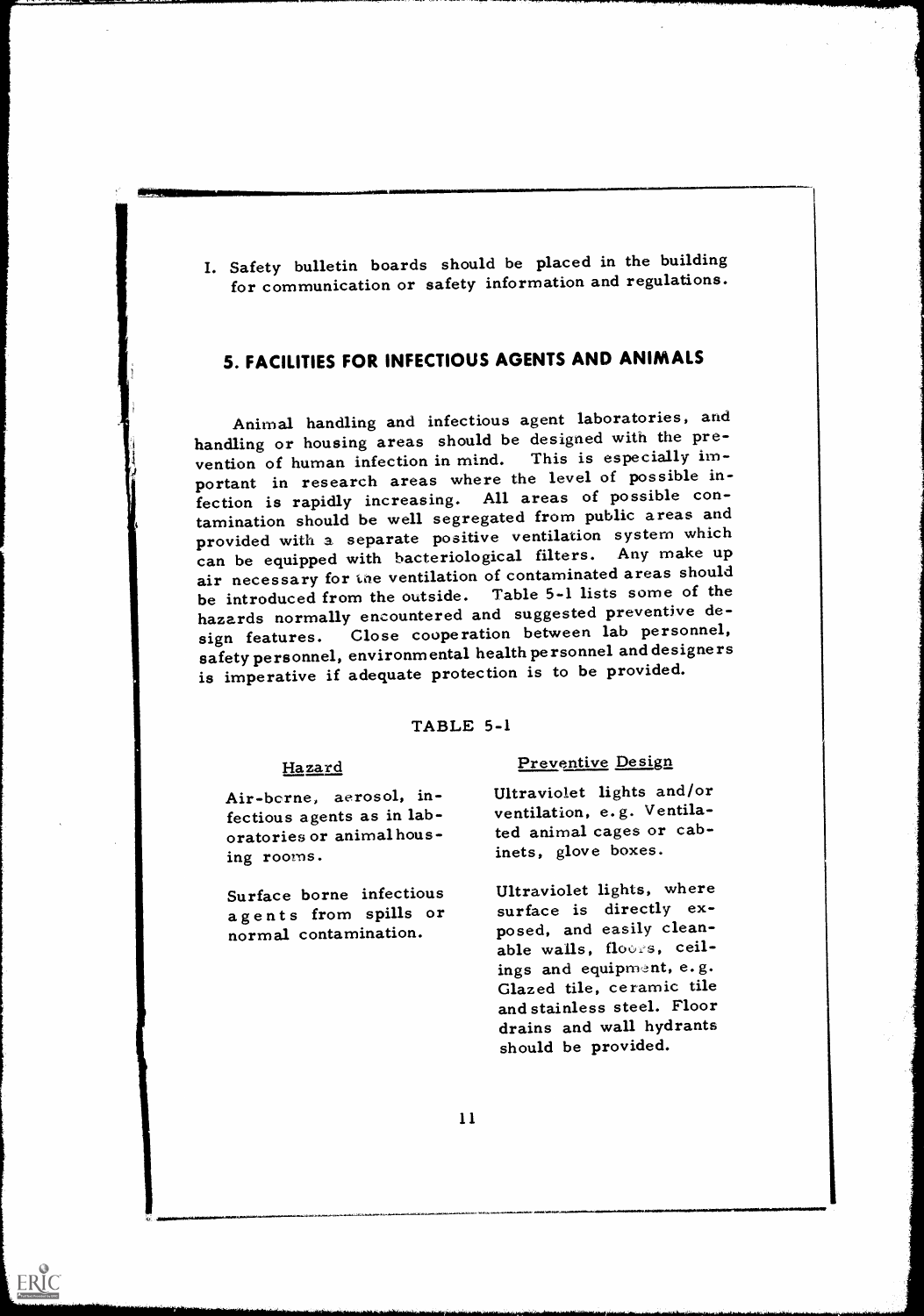I. Safety bulletin boards should be placed in the building for communication or safety information and regulations.

## 5. FACILITIES FOR INFECTIOUS AGENTS AND ANIMALS

Animal handling and infectious agent laboratories, and handling or housing areas should be designed with the prevention of human infection in mind. This is especially important in research areas where the level of possible infection is rapidly increasing. All areas of possible contamination should be well segregated from public areas and provided with a separate positive ventilation system which can be equipped with bacteriological filters. Any make up air necessary for the ventilation of contaminated areas should be introduced from the outside. Table 5-1 lists some of the hazards normally encountered and suggested preventive design features. Close cooperation between lab personnel, safety personnel, environmental health personnel and designers is imperative if adequate protection is to be provided.

TABLE 5-1

| Hazard | Preventive Design |
| --- | --- |
| Air-borne, aerosol, infectious agents as in laboratories or animal housing rooms. | Ultraviolet lights and/or ventilation, e.g. Ventilated animal cages or cabinets, glove boxes. |
| Surface borne infectious agents from spills or normal contamination. | Ultraviolet lights, where surface is directly exposed, and easily cleanable walls, floors, ceilings and equipment, e.g. Glazed tile, ceramic tile and stainless steel. Floor drains and wall hydrants should be provided. |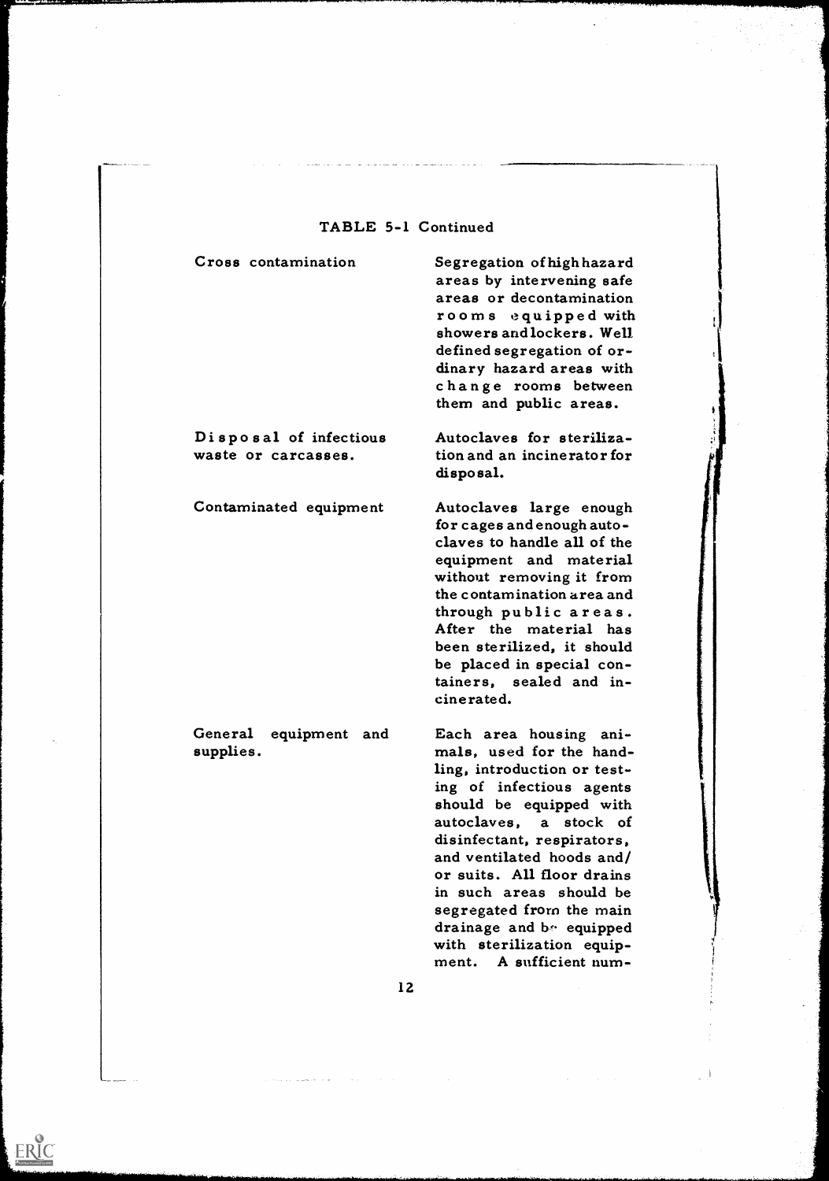TABLE 5-1 Continued

| | |
|---|---|
| Cross contamination | Segregation of high hazard areas by intervening safe areas or decontamination rooms equipped with showers and lockers. Well defined segregation of ordinary hazard areas with change rooms between them and public areas. |
| Disposal of infectious waste or carcasses. | Autoclaves for sterilization and an incinerator for disposal. |
| Contaminated equipment | Autoclaves large enough for cages and enough autoclaves to handle all of the equipment and material without removing it from the contamination area and through public areas. After the material has been sterilized, it should be placed in special containers, sealed and incinerated. |
| General equipment and supplies. | Each area housing animals, used for the handling, introduction or testing of infectious agents should be equipped with autoclaves, a stock of disinfectant, respirators, and ventilated hoods and/or suits. All floor drains in such areas should be segregated from the main drainage and be equipped with sterilization equipment. A sufficient num- |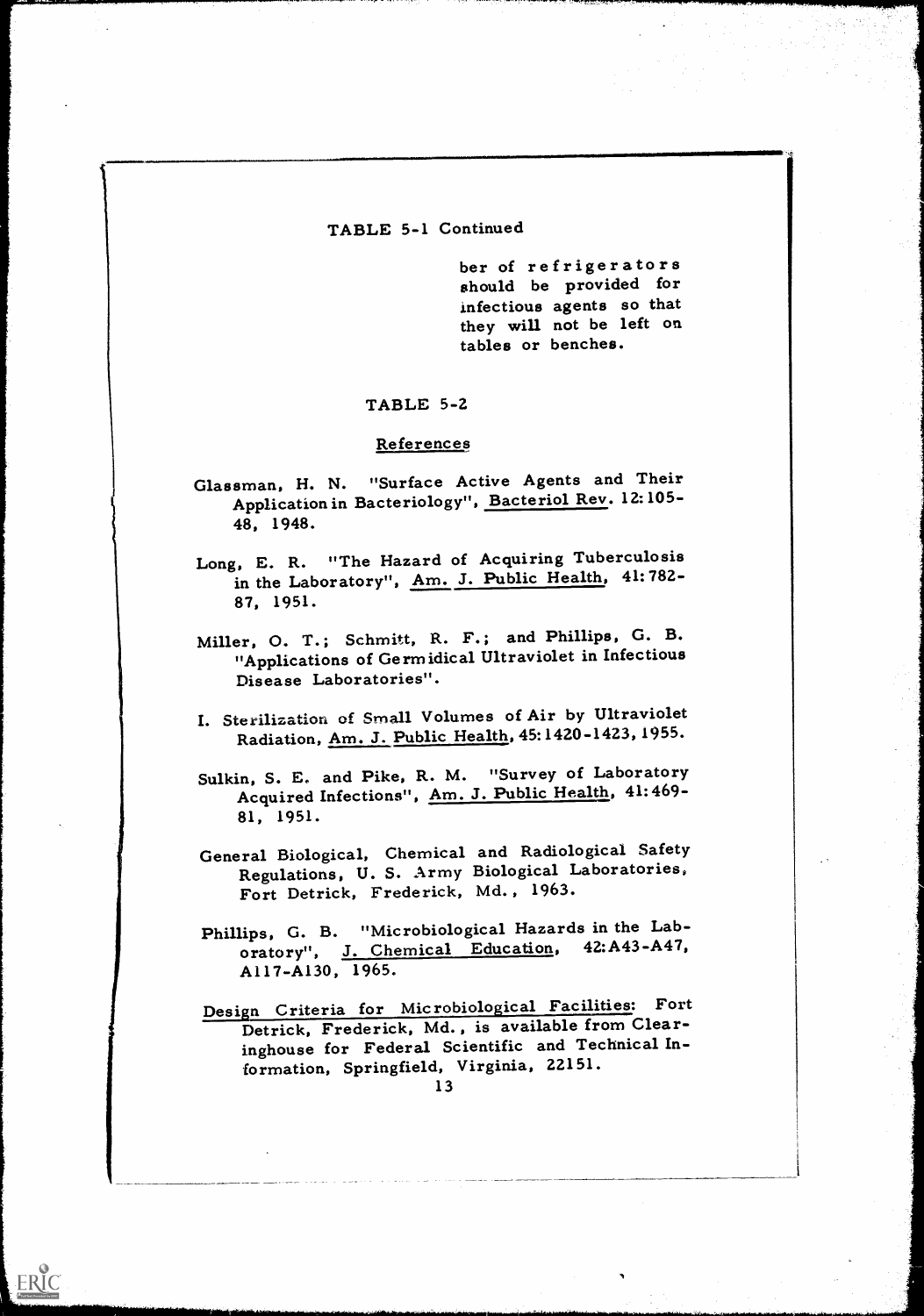TABLE 5-1 Continued

ber of refrigerators should be provided for infectious agents so that they will not be left on tables or benches.

TABLE 5-2

References

Glassman, H. N. "Surface Active Agents and Their Application in Bacteriology", Bacteriol Rev. 12:105-48, 1948.

Long, E. R. "The Hazard of Acquiring Tuberculosis in the Laboratory", Am. J. Public Health, 41:782-87, 1951.

Miller, O. T.; Schmitt, R. F.; and Phillips, G. B. "Applications of Germidical Ultraviolet in Infectious Disease Laboratories".

I. Sterilization of Small Volumes of Air by Ultraviolet Radiation, Am. J. Public Health, 45:1420-1423, 1955.

Sulkin, S. E. and Pike, R. M. "Survey of Laboratory Acquired Infections", Am. J. Public Health, 41:469-81, 1951.

General Biological, Chemical and Radiological Safety Regulations, U. S. Army Biological Laboratories, Fort Detrick, Frederick, Md., 1963.

Phillips, G. B. "Microbiological Hazards in the Laboratory", J. Chemical Education, 42:A43-A47, A117-A130, 1965.

Design Criteria for Microbiological Facilities: Fort Detrick, Frederick, Md., is available from Clearinghouse for Federal Scientific and Technical Information, Springfield, Virginia, 22151.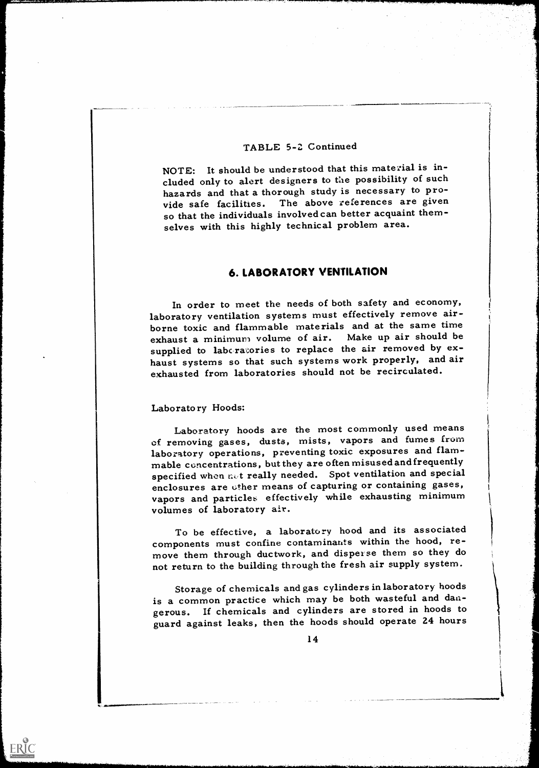TABLE 5-2 Continued

NOTE: It should be understood that this material is included only to alert designers to the possibility of such hazards and that a thorough study is necessary to provide safe facilities. The above references are given so that the individuals involved can better acquaint themselves with this highly technical problem area.

## 6. LABORATORY VENTILATION

In order to meet the needs of both safety and economy, laboratory ventilation systems must effectively remove airborne toxic and flammable materials and at the same time exhaust a minimum volume of air. Make up air should be supplied to laboratories to replace the air removed by exhaust systems so that such systems work properly, and air exhausted from laboratories should not be recirculated.

Laboratory Hoods:

Laboratory hoods are the most commonly used means of removing gases, dusts, mists, vapors and fumes from laboratory operations, preventing toxic exposures and flammable concentrations, but they are often misused and frequently specified when not really needed. Spot ventilation and special enclosures are other means of capturing or containing gases, vapors and particles effectively while exhausting minimum volumes of laboratory air.

To be effective, a laboratory hood and its associated components must confine contaminants within the hood, remove them through ductwork, and disperse them so they do not return to the building through the fresh air supply system.

Storage of chemicals and gas cylinders in laboratory hoods is a common practice which may be both wasteful and dangerous. If chemicals and cylinders are stored in hoods to guard against leaks, then the hoods should operate 24 hours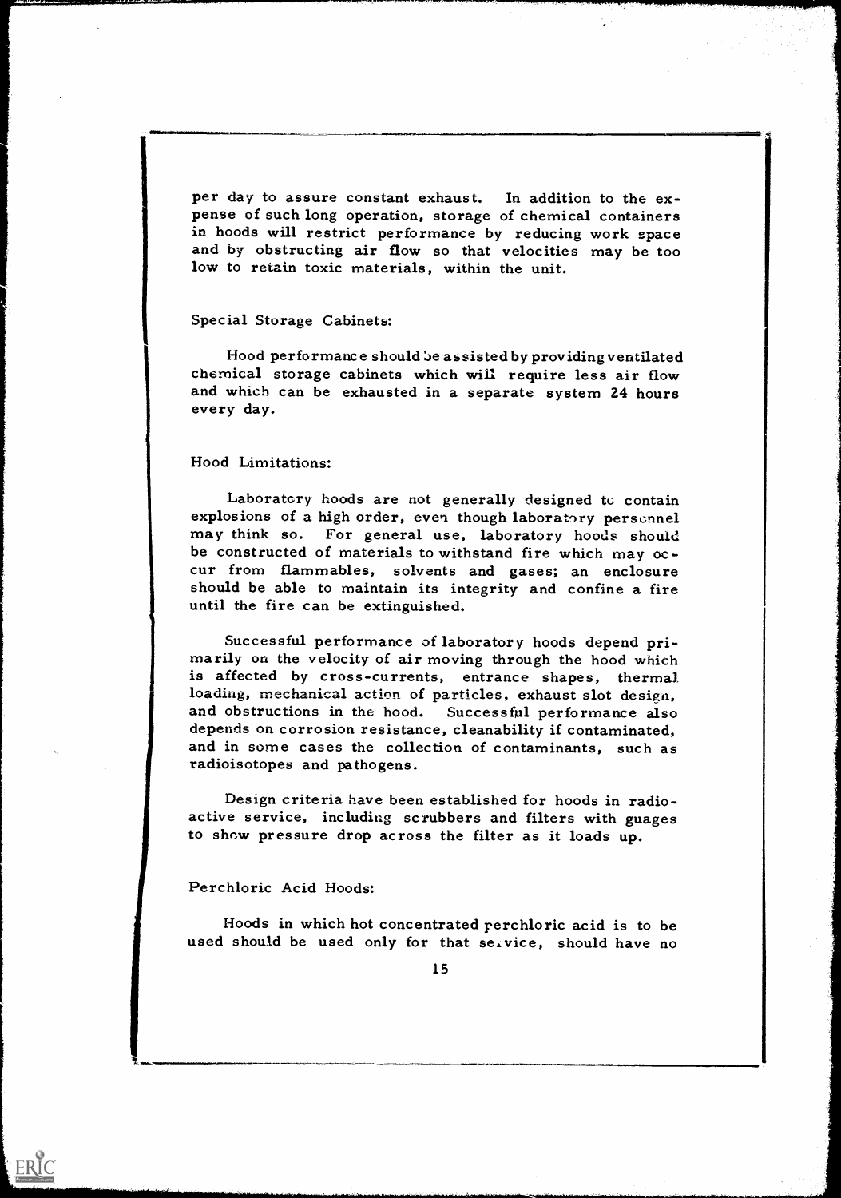per day to assure constant exhaust. In addition to the expense of such long operation, storage of chemical containers in hoods will restrict performance by reducing work space and by obstructing air flow so that velocities may be too low to retain toxic materials, within the unit.

Special Storage Cabinets:

Hood performance should be assisted by providing ventilated chemical storage cabinets which will require less air flow and which can be exhausted in a separate system 24 hours every day.

Hood Limitations:

Laboratory hoods are not generally designed to contain explosions of a high order, even though laboratory personnel may think so. For general use, laboratory hoods should be constructed of materials to withstand fire which may occur from flammables, solvents and gases; an enclosure should be able to maintain its integrity and confine a fire until the fire can be extinguished.

Successful performance of laboratory hoods depend primarily on the velocity of air moving through the hood which is affected by cross-currents, entrance shapes, thermal loading, mechanical action of particles, exhaust slot design, and obstructions in the hood. Successful performance also depends on corrosion resistance, cleanability if contaminated, and in some cases the collection of contaminants, such as radioisotopes and pathogens.

Design criteria have been established for hoods in radioactive service, including scrubbers and filters with guages to show pressure drop across the filter as it loads up.

Perchloric Acid Hoods:

Hoods in which hot concentrated perchloric acid is to be used should be used only for that service, should have no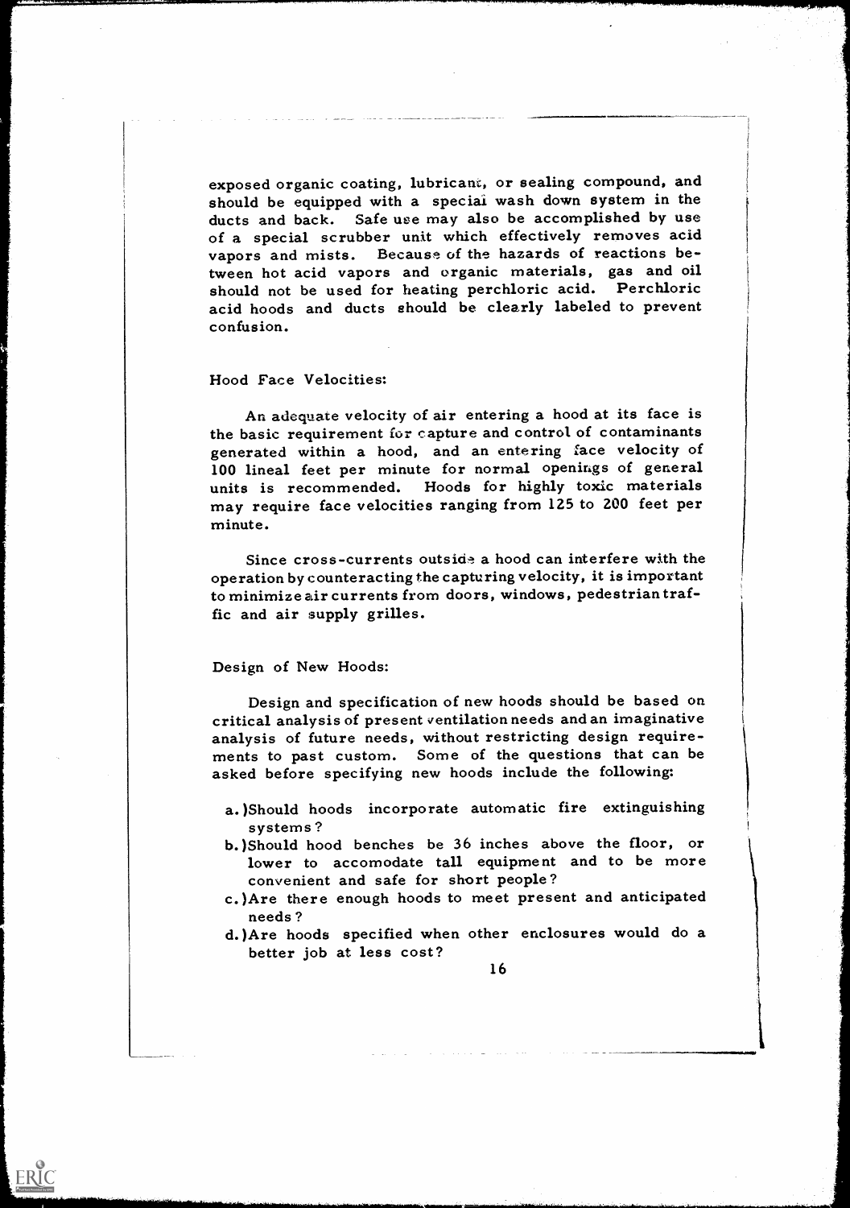exposed organic coating, lubricant, or sealing compound, and should be equipped with a special wash down system in the ducts and back. Safe use may also be accomplished by use of a special scrubber unit which effectively removes acid vapors and mists. Because of the hazards of reactions between hot acid vapors and organic materials, gas and oil should not be used for heating perchloric acid. Perchloric acid hoods and ducts should be clearly labeled to prevent confusion.

Hood Face Velocities:

An adequate velocity of air entering a hood at its face is the basic requirement for capture and control of contaminants generated within a hood, and an entering face velocity of 100 lineal feet per minute for normal openings of general units is recommended. Hoods for highly toxic materials may require face velocities ranging from 125 to 200 feet per minute.

Since cross-currents outside a hood can interfere with the operation by counteracting the capturing velocity, it is important to minimize air currents from doors, windows, pedestrian traffic and air supply grilles.

Design of New Hoods:

Design and specification of new hoods should be based on critical analysis of present ventilation needs and an imaginative analysis of future needs, without restricting design requirements to past custom. Some of the questions that can be asked before specifying new hoods include the following:

a.) Should hoods incorporate automatic fire extinguishing systems?

b.) Should hood benches be 36 inches above the floor, or lower to accomodate tall equipment and to be more convenient and safe for short people?

c.) Are there enough hoods to meet present and anticipated needs?

d.) Are hoods specified when other enclosures would do a better job at less cost?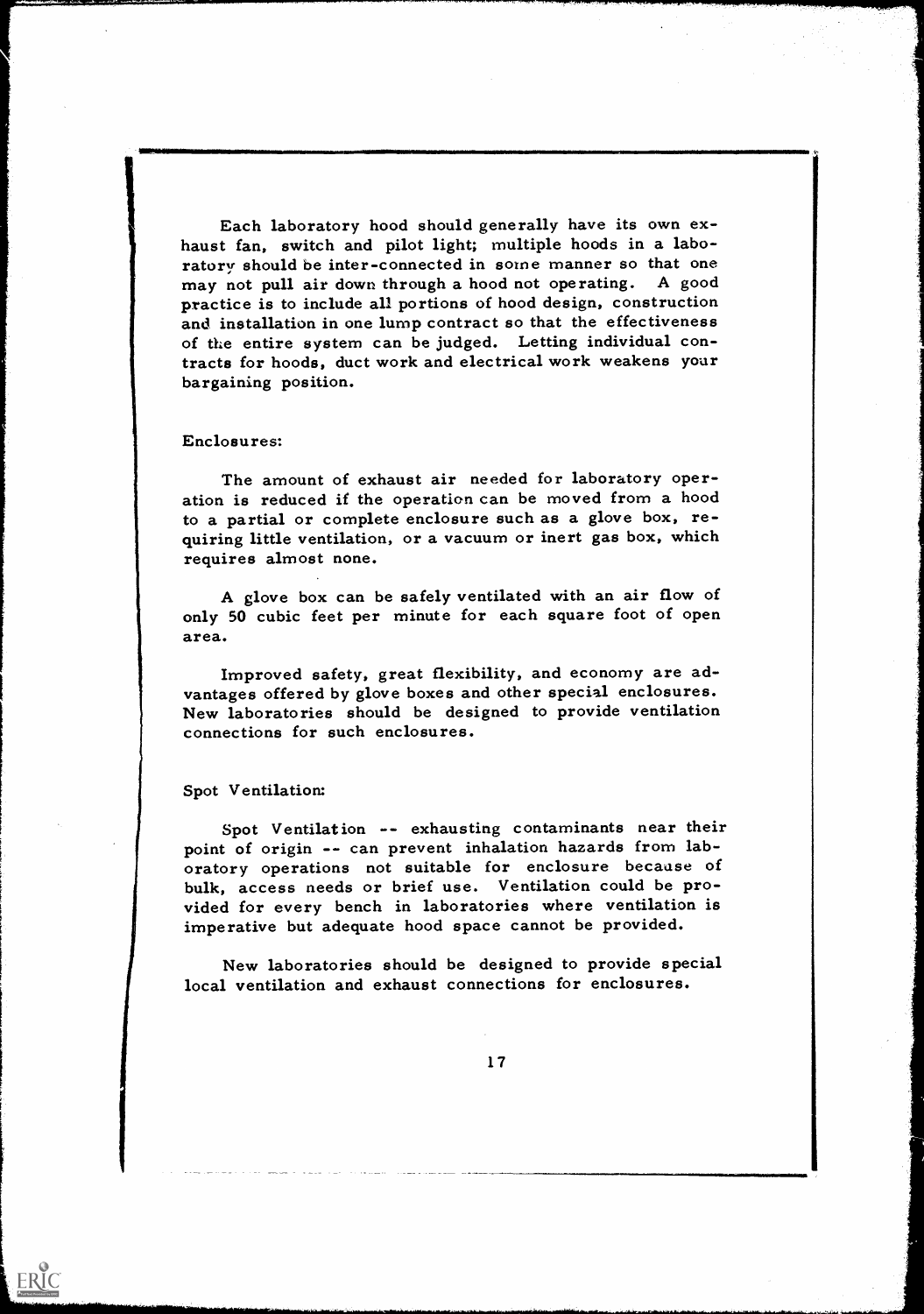Each laboratory hood should generally have its own exhaust fan, switch and pilot light; multiple hoods in a laboratory should be inter-connected in some manner so that one may not pull air down through a hood not operating. A good practice is to include all portions of hood design, construction and installation in one lump contract so that the effectiveness of the entire system can be judged. Letting individual contracts for hoods, duct work and electrical work weakens your bargaining position.

Enclosures:

The amount of exhaust air needed for laboratory operation is reduced if the operation can be moved from a hood to a partial or complete enclosure such as a glove box, requiring little ventilation, or a vacuum or inert gas box, which requires almost none.

A glove box can be safely ventilated with an air flow of only 50 cubic feet per minute for each square foot of open area.

Improved safety, great flexibility, and economy are advantages offered by glove boxes and other special enclosures. New laboratories should be designed to provide ventilation connections for such enclosures.

Spot Ventilation:

Spot Ventilation -- exhausting contaminants near their point of origin -- can prevent inhalation hazards from laboratory operations not suitable for enclosure because of bulk, access needs or brief use. Ventilation could be provided for every bench in laboratories where ventilation is imperative but adequate hood space cannot be provided.

New laboratories should be designed to provide special local ventilation and exhaust connections for enclosures.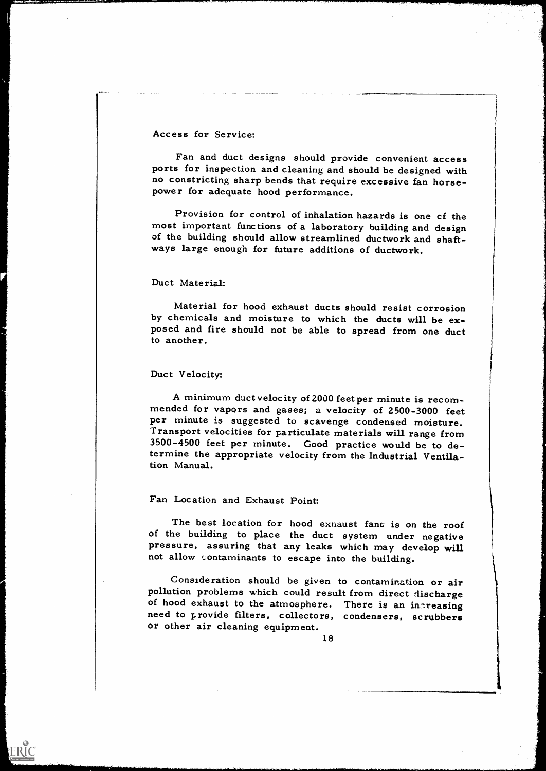## Access for Service:

Fan and duct designs should provide convenient access ports for inspection and cleaning and should be designed with no constricting sharp bends that require excessive fan horsepower for adequate hood performance.

Provision for control of inhalation hazards is one of the most important functions of a laboratory building and design of the building should allow streamlined ductwork and shaftways large enough for future additions of ductwork.

## Duct Material:

Material for hood exhaust ducts should resist corrosion by chemicals and moisture to which the ducts will be exposed and fire should not be able to spread from one duct to another.

## Duct Velocity:

A minimum duct velocity of 2000 feet per minute is recommended for vapors and gases; a velocity of 2500-3000 feet per minute is suggested to scavenge condensed moisture. Transport velocities for particulate materials will range from 3500-4500 feet per minute. Good practice would be to determine the appropriate velocity from the Industrial Ventilation Manual.

## Fan Location and Exhaust Point:

The best location for hood exhaust fans is on the roof of the building to place the duct system under negative pressure, assuring that any leaks which may develop will not allow contaminants to escape into the building.

Consideration should be given to contamination or air pollution problems which could result from direct discharge of hood exhaust to the atmosphere. There is an increasing need to provide filters, collectors, condensers, scrubbers or other air cleaning equipment.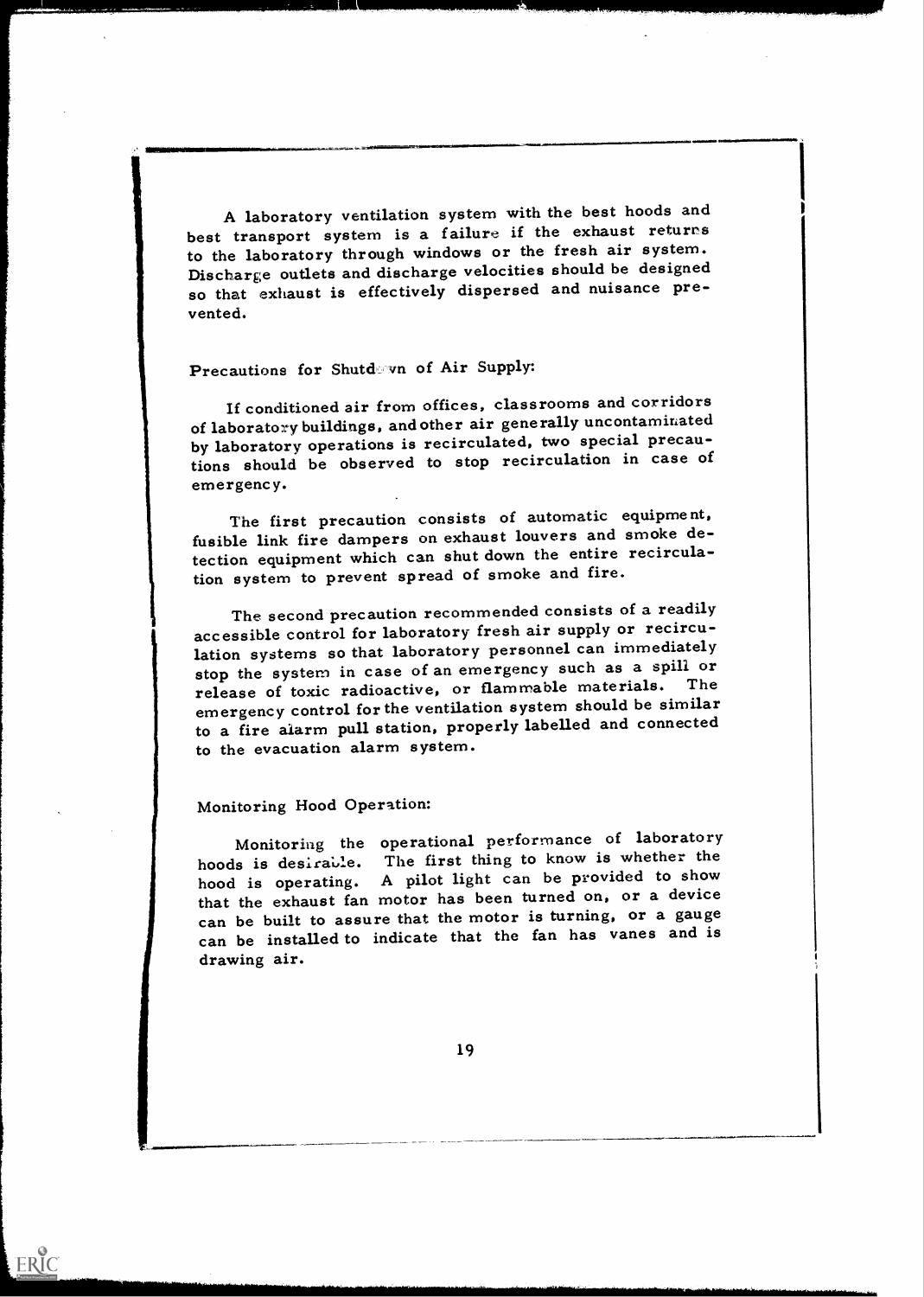A laboratory ventilation system with the best hoods and best transport system is a failure if the exhaust returns to the laboratory through windows or the fresh air system. Discharge outlets and discharge velocities should be designed so that exhaust is effectively dispersed and nuisance prevented.

Precautions for Shutdown of Air Supply:

If conditioned air from offices, classrooms and corridors of laboratory buildings, and other air generally uncontaminated by laboratory operations is recirculated, two special precautions should be observed to stop recirculation in case of emergency.

The first precaution consists of automatic equipment, fusible link fire dampers on exhaust louvers and smoke detection equipment which can shut down the entire recirculation system to prevent spread of smoke and fire.

The second precaution recommended consists of a readily accessible control for laboratory fresh air supply or recirculation systems so that laboratory personnel can immediately stop the system in case of an emergency such as a spill or release of toxic radioactive, or flammable materials. The emergency control for the ventilation system should be similar to a fire alarm pull station, properly labelled and connected to the evacuation alarm system.

Monitoring Hood Operation:

Monitoring the operational performance of laboratory hoods is desirable. The first thing to know is whether the hood is operating. A pilot light can be provided to show that the exhaust fan motor has been turned on, or a device can be built to assure that the motor is turning, or a gauge can be installed to indicate that the fan has vanes and is drawing air.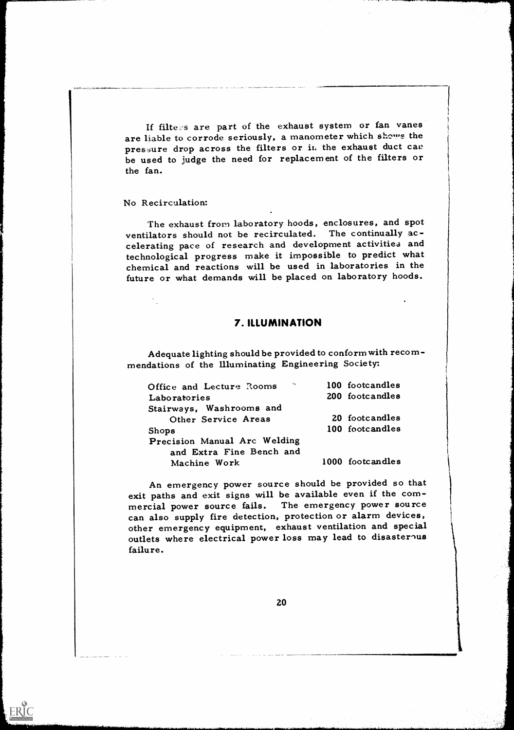If filters are part of the exhaust system or fan vanes are liable to corrode seriously, a manometer which shows the pressure drop across the filters or in the exhaust duct can be used to judge the need for replacement of the filters or the fan.

No Recirculation:

The exhaust from laboratory hoods, enclosures, and spot ventilators should not be recirculated. The continually accelerating pace of research and development activities and technological progress make it impossible to predict what chemical and reactions will be used in laboratories in the future or what demands will be placed on laboratory hoods.

## 7. ILLUMINATION

Adequate lighting should be provided to conform with recommendations of the Illuminating Engineering Society:

| | |
|---|---|
| Office and Lecture Rooms | 100 footcandles |
| Laboratories | 200 footcandles |
| Stairways, Washrooms and Other Service Areas | 20 footcandles |
| Shops | 100 footcandles |
| Precision Manual Arc Welding and Extra Fine Bench and Machine Work | 1000 footcandles |

An emergency power source should be provided so that exit paths and exit signs will be available even if the commercial power source fails. The emergency power source can also supply fire detection, protection or alarm devices, other emergency equipment, exhaust ventilation and special outlets where electrical power loss may lead to disasterous failure.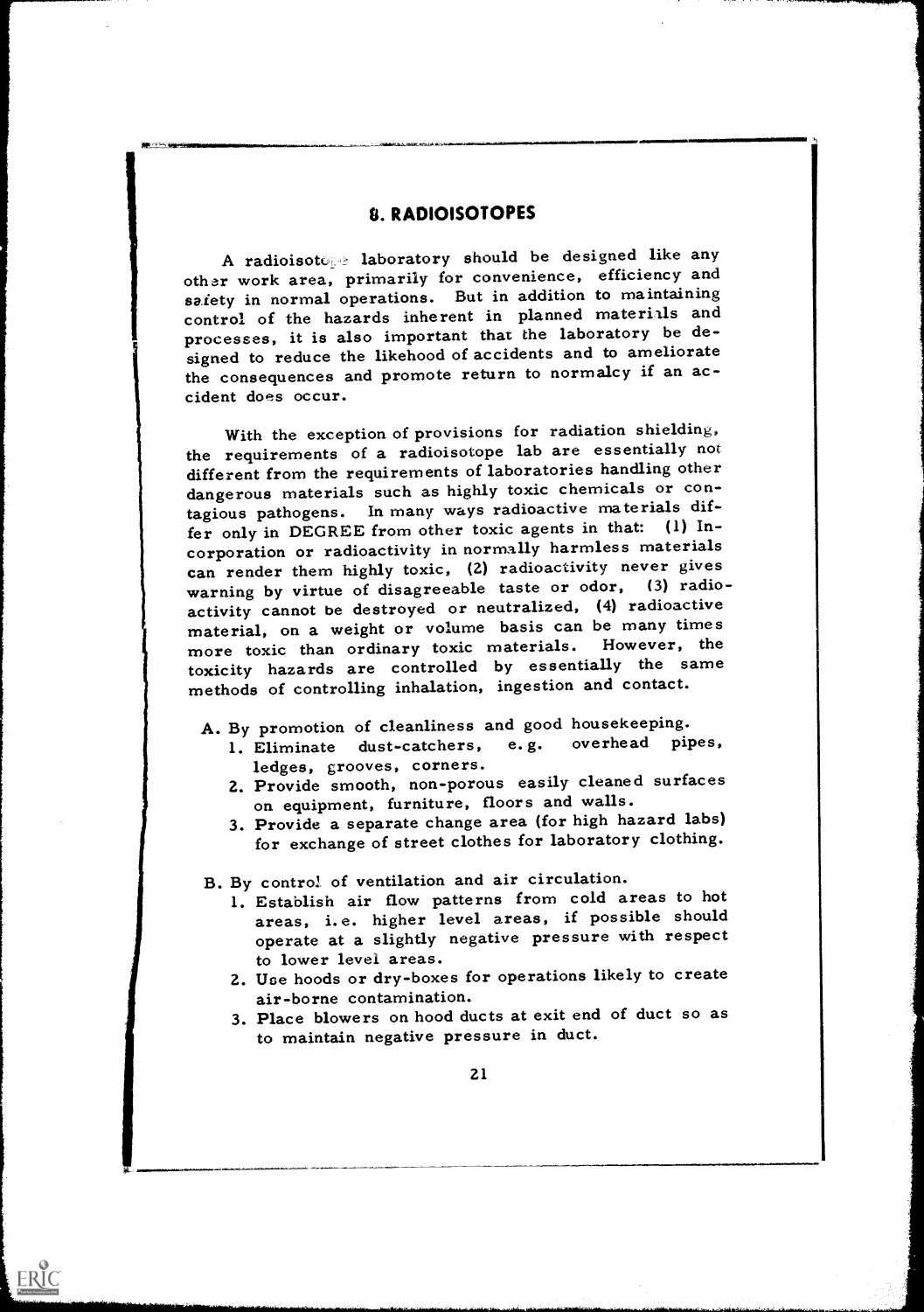## 8. RADIOISOTOPES

A radioisotope laboratory should be designed like any other work area, primarily for convenience, efficiency and safety in normal operations. But in addition to maintaining control of the hazards inherent in planned materials and processes, it is also important that the laboratory be designed to reduce the likehood of accidents and to ameliorate the consequences and promote return to normalcy if an accident does occur.

With the exception of provisions for radiation shielding, the requirements of a radioisotope lab are essentially not different from the requirements of laboratories handling other dangerous materials such as highly toxic chemicals or contagious pathogens. In many ways radioactive materials differ only in DEGREE from other toxic agents in that: (1) Incorporation or radioactivity in normally harmless materials can render them highly toxic, (2) radioactivity never gives warning by virtue of disagreeable taste or odor, (3) radioactivity cannot be destroyed or neutralized, (4) radioactive material, on a weight or volume basis can be many times more toxic than ordinary toxic materials. However, the toxicity hazards are controlled by essentially the same methods of controlling inhalation, ingestion and contact.

A. By promotion of cleanliness and good housekeeping.
   1. Eliminate dust-catchers, e.g. overhead pipes, ledges, grooves, corners.
   2. Provide smooth, non-porous easily cleaned surfaces on equipment, furniture, floors and walls.
   3. Provide a separate change area (for high hazard labs) for exchange of street clothes for laboratory clothing.

B. By control of ventilation and air circulation.
   1. Establish air flow patterns from cold areas to hot areas, i.e. higher level areas, if possible should operate at a slightly negative pressure with respect to lower level areas.
   2. Use hoods or dry-boxes for operations likely to create air-borne contamination.
   3. Place blowers on hood ducts at exit end of duct so as to maintain negative pressure in duct.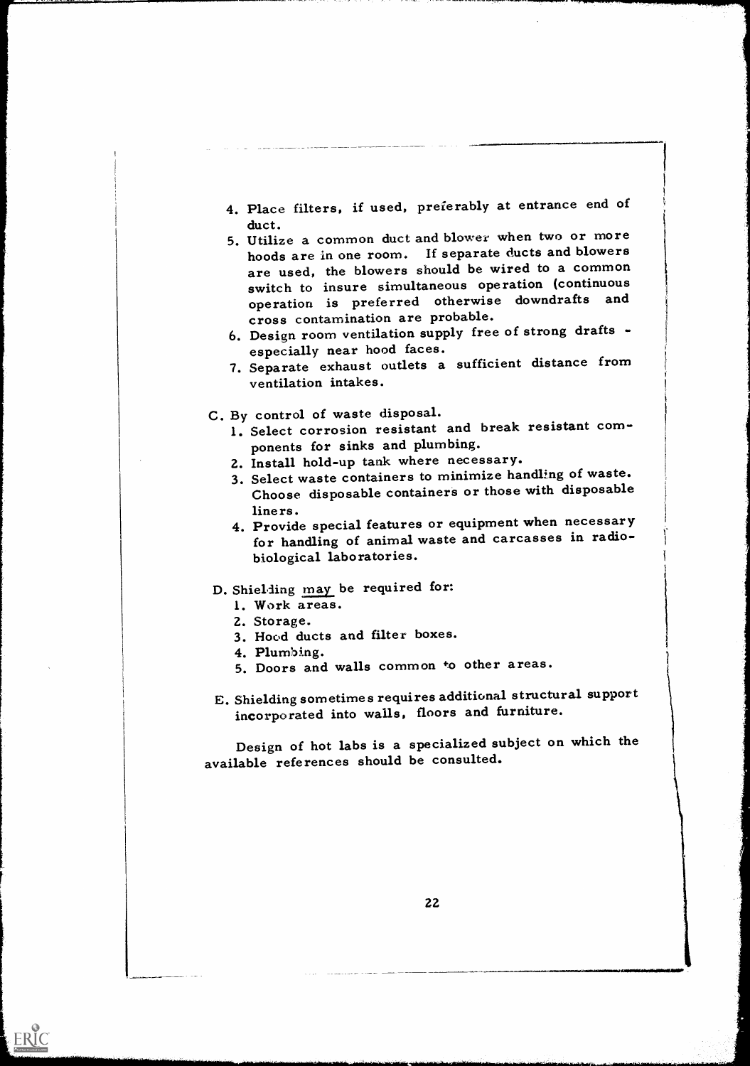4. Place filters, if used, preferably at entrance end of duct.
5. Utilize a common duct and blower when two or more hoods are in one room. If separate ducts and blowers are used, the blowers should be wired to a common switch to insure simultaneous operation (continuous operation is preferred otherwise downdrafts and cross contamination are probable.
6. Design room ventilation supply free of strong drafts - especially near hood faces.
7. Separate exhaust outlets a sufficient distance from ventilation intakes.

C. By control of waste disposal.
   1. Select corrosion resistant and break resistant components for sinks and plumbing.
   2. Install hold-up tank where necessary.
   3. Select waste containers to minimize handling of waste. Choose disposable containers or those with disposable liners.
   4. Provide special features or equipment when necessary for handling of animal waste and carcasses in radiobiological laboratories.

D. Shielding <u>may</u> be required for:
   1. Work areas.
   2. Storage.
   3. Hood ducts and filter boxes.
   4. Plumbing.
   5. Doors and walls common to other areas.

E. Shielding sometimes requires additional structural support incorporated into walls, floors and furniture.

Design of hot labs is a specialized subject on which the available references should be consulted.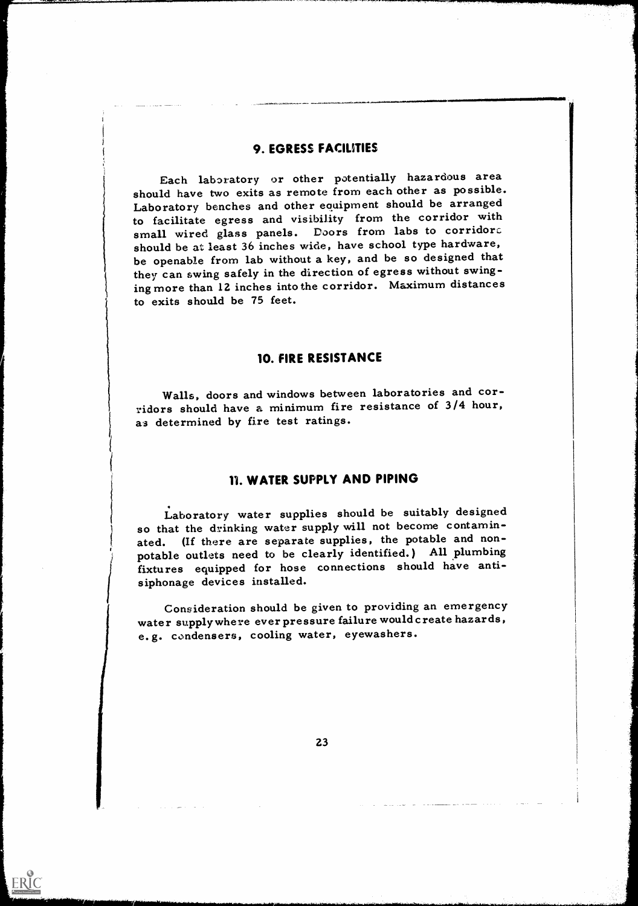## 9. EGRESS FACILITIES

Each laboratory or other potentially hazardous area should have two exits as remote from each other as possible. Laboratory benches and other equipment should be arranged to facilitate egress and visibility from the corridor with small wired glass panels. Doors from labs to corridors should be at least 36 inches wide, have school type hardware, be openable from lab without a key, and be so designed that they can swing safely in the direction of egress without swinging more than 12 inches into the corridor. Maximum distances to exits should be 75 feet.

## 10. FIRE RESISTANCE

Walls, doors and windows between laboratories and corridors should have a minimum fire resistance of 3/4 hour, as determined by fire test ratings.

## 11. WATER SUPPLY AND PIPING

Laboratory water supplies should be suitably designed so that the drinking water supply will not become contaminated. (If there are separate supplies, the potable and non-potable outlets need to be clearly identified.) All plumbing fixtures equipped for hose connections should have anti-siphonage devices installed.

Consideration should be given to providing an emergency water supply where ever pressure failure would create hazards, e.g. condensers, cooling water, eyewashers.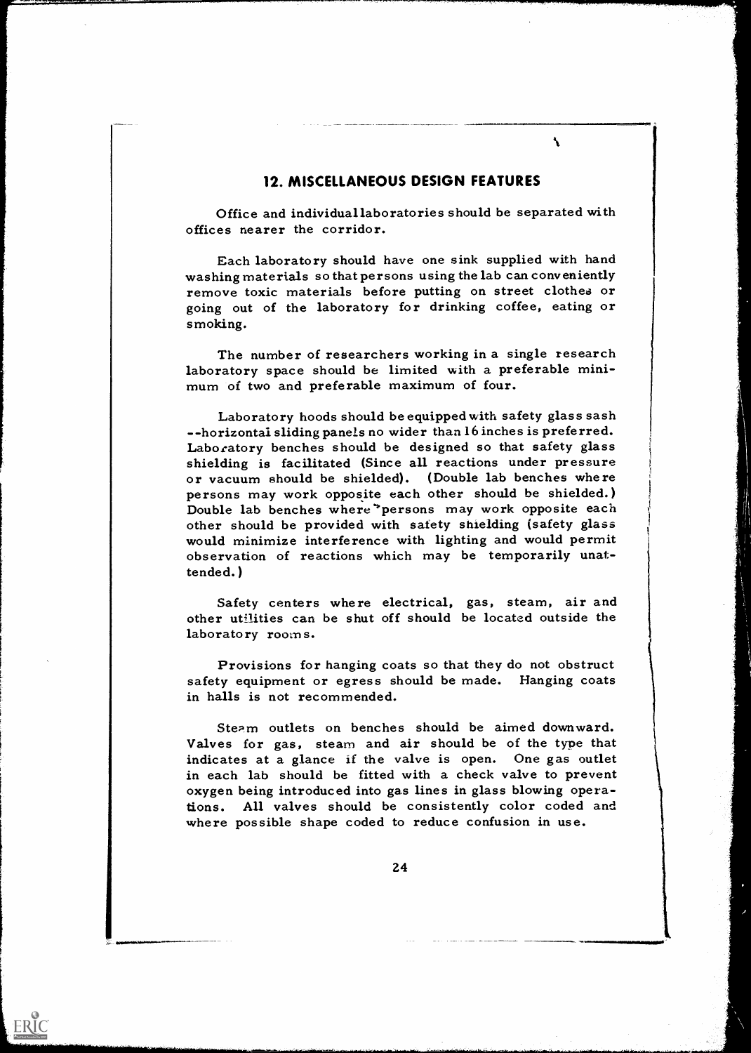## 12. MISCELLANEOUS DESIGN FEATURES

Office and individual laboratories should be separated with offices nearer the corridor.

Each laboratory should have one sink supplied with hand washing materials so that persons using the lab can conveniently remove toxic materials before putting on street clothes or going out of the laboratory for drinking coffee, eating or smoking.

The number of researchers working in a single research laboratory space should be limited with a preferable minimum of two and preferable maximum of four.

Laboratory hoods should be equipped with safety glass sash --horizontal sliding panels no wider than 16 inches is preferred. Laboratory benches should be designed so that safety glass shielding is facilitated (Since all reactions under pressure or vacuum should be shielded). (Double lab benches where persons may work opposite each other should be shielded.) Double lab benches where persons may work opposite each other should be provided with safety shielding (safety glass would minimize interference with lighting and would permit observation of reactions which may be temporarily unattended.)

Safety centers where electrical, gas, steam, air and other utilities can be shut off should be located outside the laboratory rooms.

Provisions for hanging coats so that they do not obstruct safety equipment or egress should be made. Hanging coats in halls is not recommended.

Steam outlets on benches should be aimed downward. Valves for gas, steam and air should be of the type that indicates at a glance if the valve is open. One gas outlet in each lab should be fitted with a check valve to prevent oxygen being introduced into gas lines in glass blowing operations. All valves should be consistently color coded and where possible shape coded to reduce confusion in use.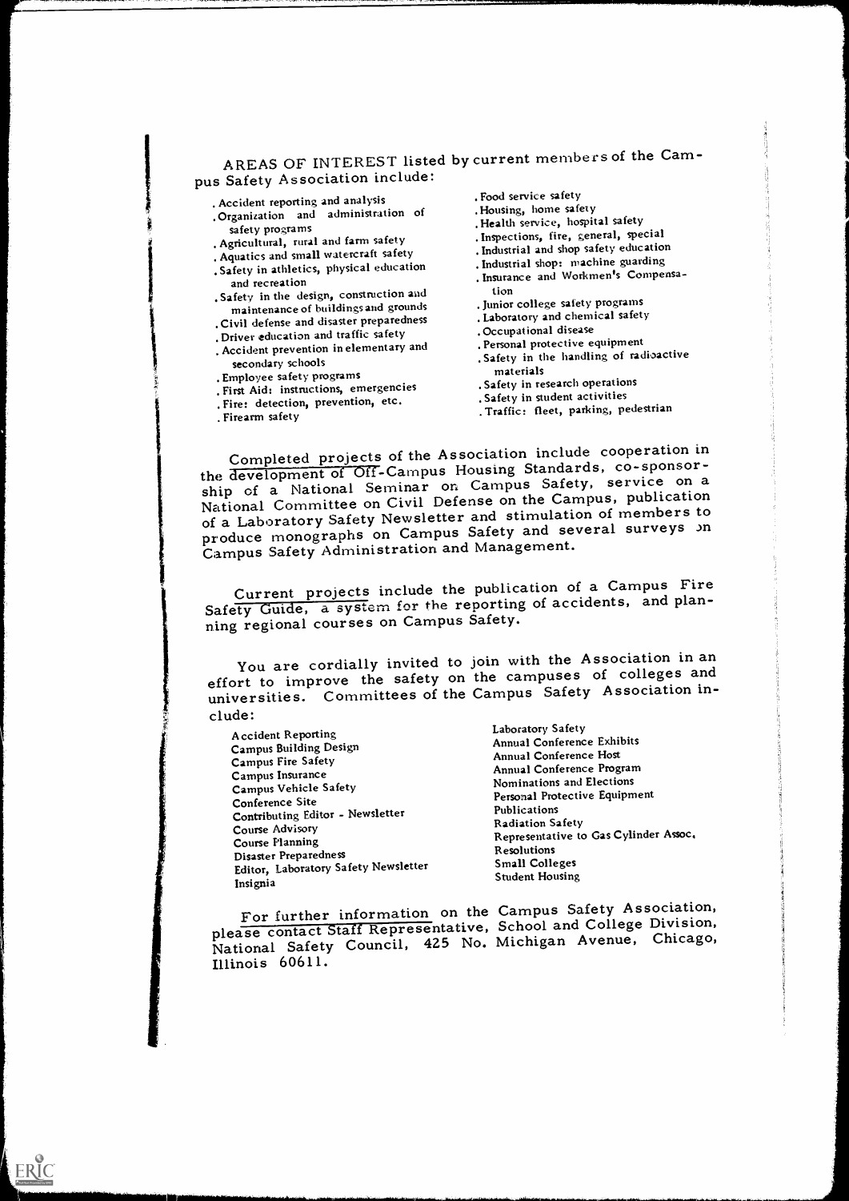AREAS OF INTEREST listed by current members of the Campus Safety Association include:

- Accident reporting and analysis
- Organization and administration of safety programs
- Agricultural, rural and farm safety
- Aquatics and small watercraft safety
- Safety in athletics, physical education and recreation
- Safety in the design, construction and maintenance of buildings and grounds
- Civil defense and disaster preparedness
- Driver education and traffic safety
- Accident prevention in elementary and secondary schools
- Employee safety programs
- First Aid: instructions, emergencies
- Fire: detection, prevention, etc.
- Firearm safety
- Food service safety
- Housing, home safety
- Health service, hospital safety
- Inspections, fire, general, special
- Industrial and shop safety education
- Industrial shop: machine guarding
- Insurance and Workmen's Compensation
- Junior college safety programs
- Laboratory and chemical safety
- Occupational disease
- Personal protective equipment
- Safety in the handling of radioactive materials
- Safety in research operations
- Safety in student activities
- Traffic: fleet, parking, pedestrian

Completed projects of the Association include cooperation in the development of Off-Campus Housing Standards, co-sponsorship of a National Seminar on Campus Safety, service on a National Committee on Civil Defense on the Campus, publication of a Laboratory Safety Newsletter and stimulation of members to produce monographs on Campus Safety and several surveys on Campus Safety Administration and Management.

Current projects include the publication of a Campus Fire Safety Guide, a system for the reporting of accidents, and planning regional courses on Campus Safety.

You are cordially invited to join with the Association in an effort to improve the safety on the campuses of colleges and universities. Committees of the Campus Safety Association include:

- Accident Reporting
- Campus Building Design
- Campus Fire Safety
- Campus Insurance
- Campus Vehicle Safety
- Conference Site
- Contributing Editor - Newsletter
- Course Advisory
- Course Planning
- Disaster Preparedness
- Editor, Laboratory Safety Newsletter
- Insignia
- Laboratory Safety
- Annual Conference Exhibits
- Annual Conference Host
- Annual Conference Program
- Nominations and Elections
- Personal Protective Equipment
- Publications
- Radiation Safety
- Representative to Gas Cylinder Assoc.
- Resolutions
- Small Colleges
- Student Housing

For further information on the Campus Safety Association, please contact Staff Representative, School and College Division, National Safety Council, 425 No. Michigan Avenue, Chicago, Illinois 60611.